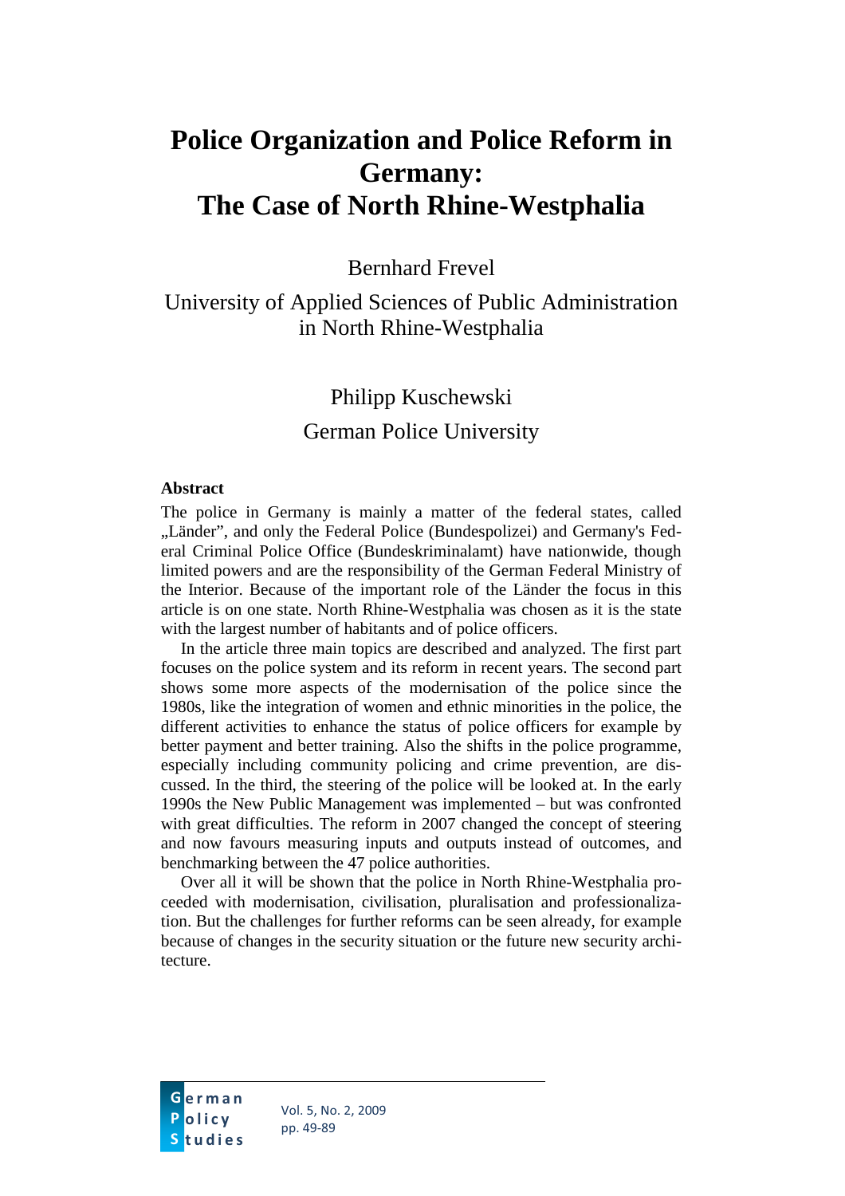# Police Organization and Police Reform in Germany: The Case of North Rhine-Westphalia

Bernhard Frevel

University of Applied Sciences of Public Administration in North Rhine-Westphalia

Philipp Kuschewski

German Police University

**Abstract**

The police in Germany is mainly a matter of the federal states, called „Länder", and only the Federal Police (Bundespolizei) and Germany's Federal Criminal Police Office (Bundeskriminalamt) have nationwide, though limited powers and are the responsibility of the German Federal Ministry of the Interior. Because of the important role of the Länder the focus in this article is on one state. North Rhine-Westphalia was chosen as it is the state with the largest number of habitants and of police officers.

In the article three main topics are described and analyzed. The first part focuses on the police system and its reform in recent years. The second part shows some more aspects of the modernisation of the police since the 1980s, like the integration of women and ethnic minorities in the police, the different activities to enhance the status of police officers for example by better payment and better training. Also the shifts in the police programme, especially including community policing and crime prevention, are discussed. In the third, the steering of the police will be looked at. In the early 1990s the New Public Management was implemented – but was confronted with great difficulties. The reform in 2007 changed the concept of steering and now favours measuring inputs and outputs instead of outcomes, and benchmarking between the 47 police authorities.

Over all it will be shown that the police in North Rhine-Westphalia proceeded with modernisation, civilisation, pluralisation and professionalization. But the challenges for further reforms can be seen already, for example because of changes in the security situation or the future new security architecture.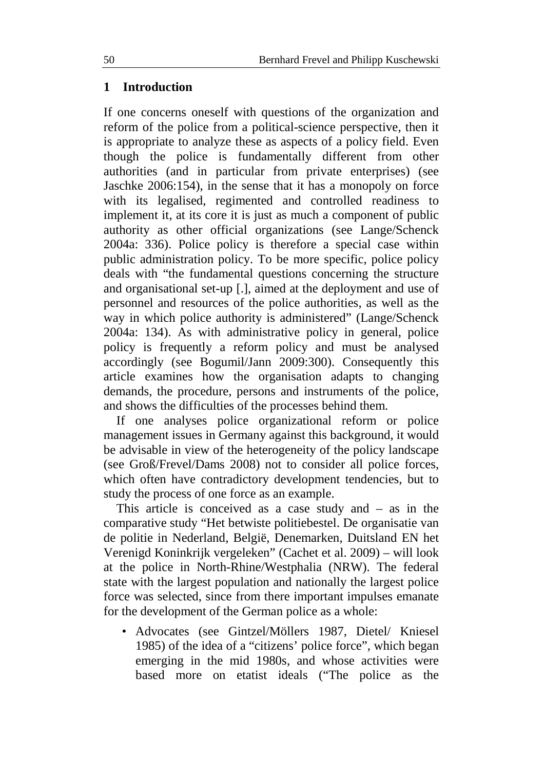## 1 Introduction

If one concerns oneself with questions of the organization and reform of the police from a political-science perspective, then it is appropriate to analyze these as aspects of a policy field. Even though the police is fundamentally different from other authorities (and in particular from private enterprises) (see Jaschke 2006:154), in the sense that it has a monopoly on force with its legalised, regimented and controlled readiness to implement it, at its core it is just as much a component of public authority as other official organizations (see Lange/Schenck 2004a: 336). Police policy is therefore a special case within public administration policy. To be more specific, police policy deals with "the fundamental questions concerning the structure and organisational set-up [.], aimed at the deployment and use of personnel and resources of the police authorities, as well as the way in which police authority is administered" (Lange/Schenck 2004a: 134). As with administrative policy in general, police policy is frequently a reform policy and must be analysed accordingly (see Bogumil/Jann 2009:300). Consequently this article examines how the organisation adapts to changing demands, the procedure, persons and instruments of the police, and shows the difficulties of the processes behind them.

If one analyses police organizational reform or police management issues in Germany against this background, it would be advisable in view of the heterogeneity of the policy landscape (see Groß/Frevel/Dams 2008) not to consider all police forces, which often have contradictory development tendencies, but to study the process of one force as an example.

This article is conceived as a case study and – as in the comparative study "Het betwiste politiebestel. De organisatie van de politie in Nederland, België, Denemarken, Duitsland EN het Verenigd Koninkrijk vergeleken" (Cachet et al. 2009) – will look at the police in North-Rhine/Westphalia (NRW). The federal state with the largest population and nationally the largest police force was selected, since from there important impulses emanate for the development of the German police as a whole:

- Advocates (see Gintzel/Möllers 1987, Dietel/ Kniesel 1985) of the idea of a "citizens' police force", which began emerging in the mid 1980s, and whose activities were based more on etatist ideals ("The police as the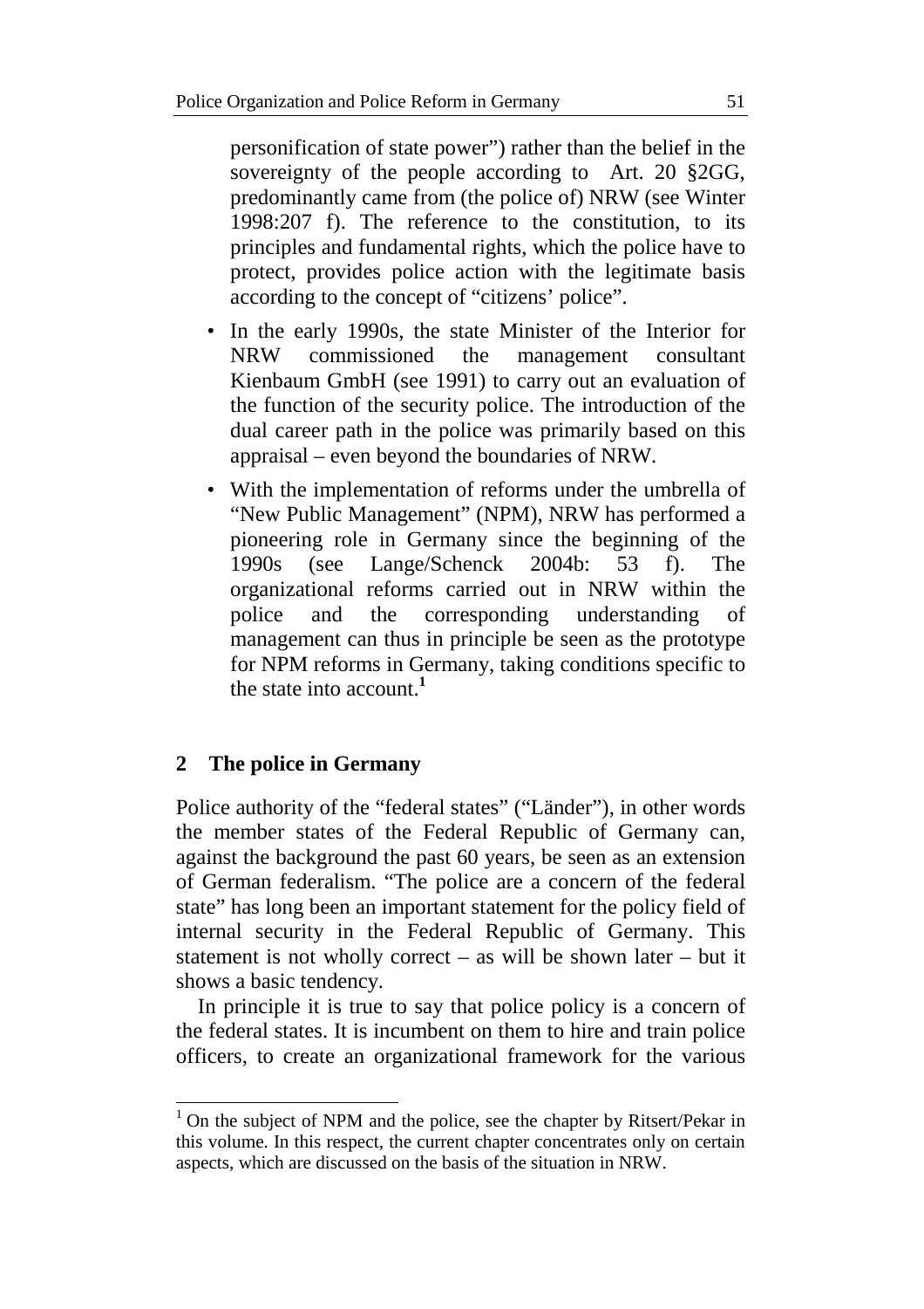personification of state power") rather than the belief in the sovereignty of the people according to Art. 20 §2GG, predominantly came from (the police of) NRW (see Winter 1998:207 f). The reference to the constitution, to its principles and fundamental rights, which the police have to protect, provides police action with the legitimate basis according to the concept of "citizens' police".

- In the early 1990s, the state Minister of the Interior for NRW commissioned the management consultant Kienbaum GmbH (see 1991) to carry out an evaluation of the function of the security police. The introduction of the dual career path in the police was primarily based on this appraisal – even beyond the boundaries of NRW.
- With the implementation of reforms under the umbrella of "New Public Management" (NPM), NRW has performed a pioneering role in Germany since the beginning of the 1990s (see Lange/Schenck 2004b: 53 f). The organizational reforms carried out in NRW within the police and the corresponding understanding of management can thus in principle be seen as the prototype for NPM reforms in Germany, taking conditions specific to the state into account.[1]

## 2 The police in Germany

Police authority of the "federal states" ("Länder"), in other words the member states of the Federal Republic of Germany can, against the background the past 60 years, be seen as an extension of German federalism. "The police are a concern of the federal state" has long been an important statement for the policy field of internal security in the Federal Republic of Germany. This statement is not wholly correct – as will be shown later – but it shows a basic tendency.

In principle it is true to say that police policy is a concern of the federal states. It is incumbent on them to hire and train police officers, to create an organizational framework for the various

[1] On the subject of NPM and the police, see the chapter by Ritsert/Pekar in this volume. In this respect, the current chapter concentrates only on certain aspects, which are discussed on the basis of the situation in NRW.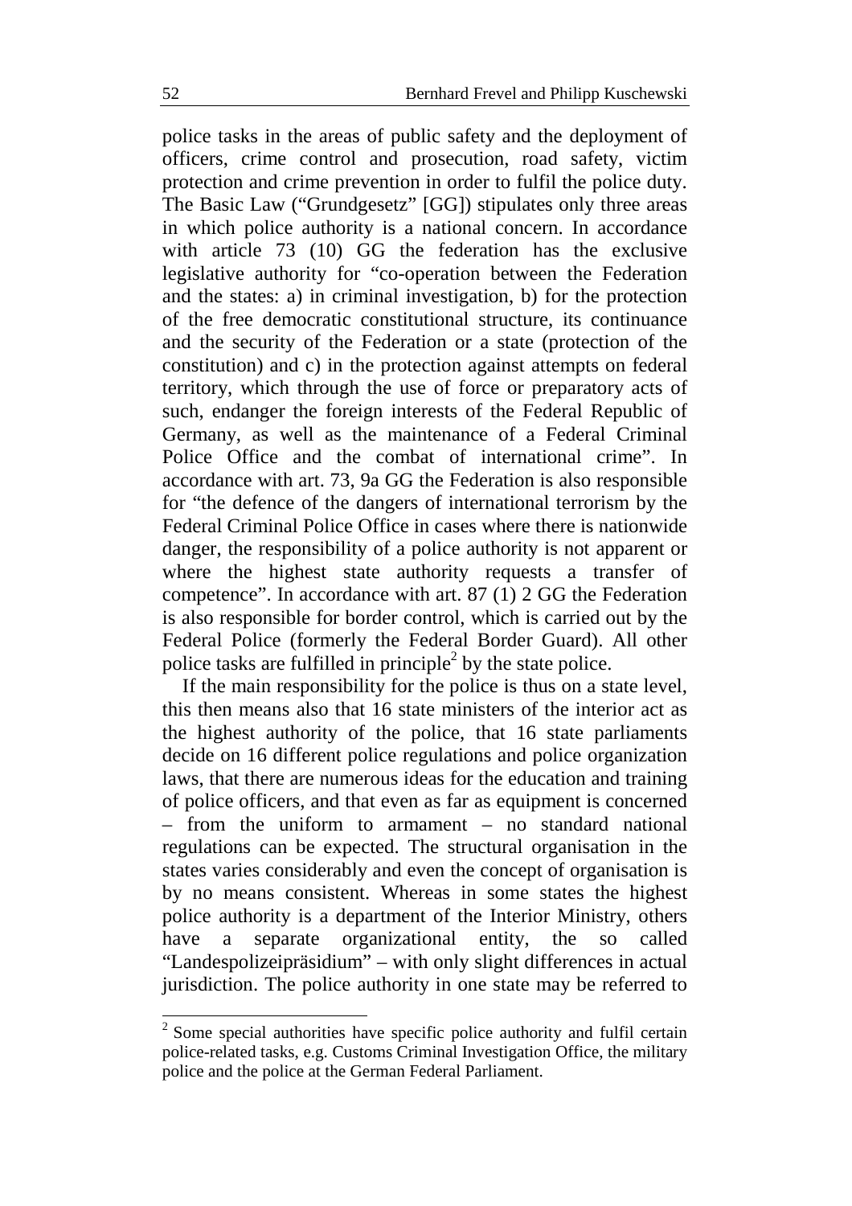police tasks in the areas of public safety and the deployment of officers, crime control and prosecution, road safety, victim protection and crime prevention in order to fulfil the police duty. The Basic Law ("Grundgesetz" [GG]) stipulates only three areas in which police authority is a national concern. In accordance with article 73 (10) GG the federation has the exclusive legislative authority for "co-operation between the Federation and the states: a) in criminal investigation, b) for the protection of the free democratic constitutional structure, its continuance and the security of the Federation or a state (protection of the constitution) and c) in the protection against attempts on federal territory, which through the use of force or preparatory acts of such, endanger the foreign interests of the Federal Republic of Germany, as well as the maintenance of a Federal Criminal Police Office and the combat of international crime". In accordance with art. 73, 9a GG the Federation is also responsible for "the defence of the dangers of international terrorism by the Federal Criminal Police Office in cases where there is nationwide danger, the responsibility of a police authority is not apparent or where the highest state authority requests a transfer of competence". In accordance with art. 87 (1) 2 GG the Federation is also responsible for border control, which is carried out by the Federal Police (formerly the Federal Border Guard). All other police tasks are fulfilled in principle[2] by the state police.

If the main responsibility for the police is thus on a state level, this then means also that 16 state ministers of the interior act as the highest authority of the police, that 16 state parliaments decide on 16 different police regulations and police organization laws, that there are numerous ideas for the education and training of police officers, and that even as far as equipment is concerned – from the uniform to armament – no standard national regulations can be expected. The structural organisation in the states varies considerably and even the concept of organisation is by no means consistent. Whereas in some states the highest police authority is a department of the Interior Ministry, others have a separate organizational entity, the so called "Landespolizeipräsidium" – with only slight differences in actual jurisdiction. The police authority in one state may be referred to

[2] Some special authorities have specific police authority and fulfil certain police-related tasks, e.g. Customs Criminal Investigation Office, the military police and the police at the German Federal Parliament.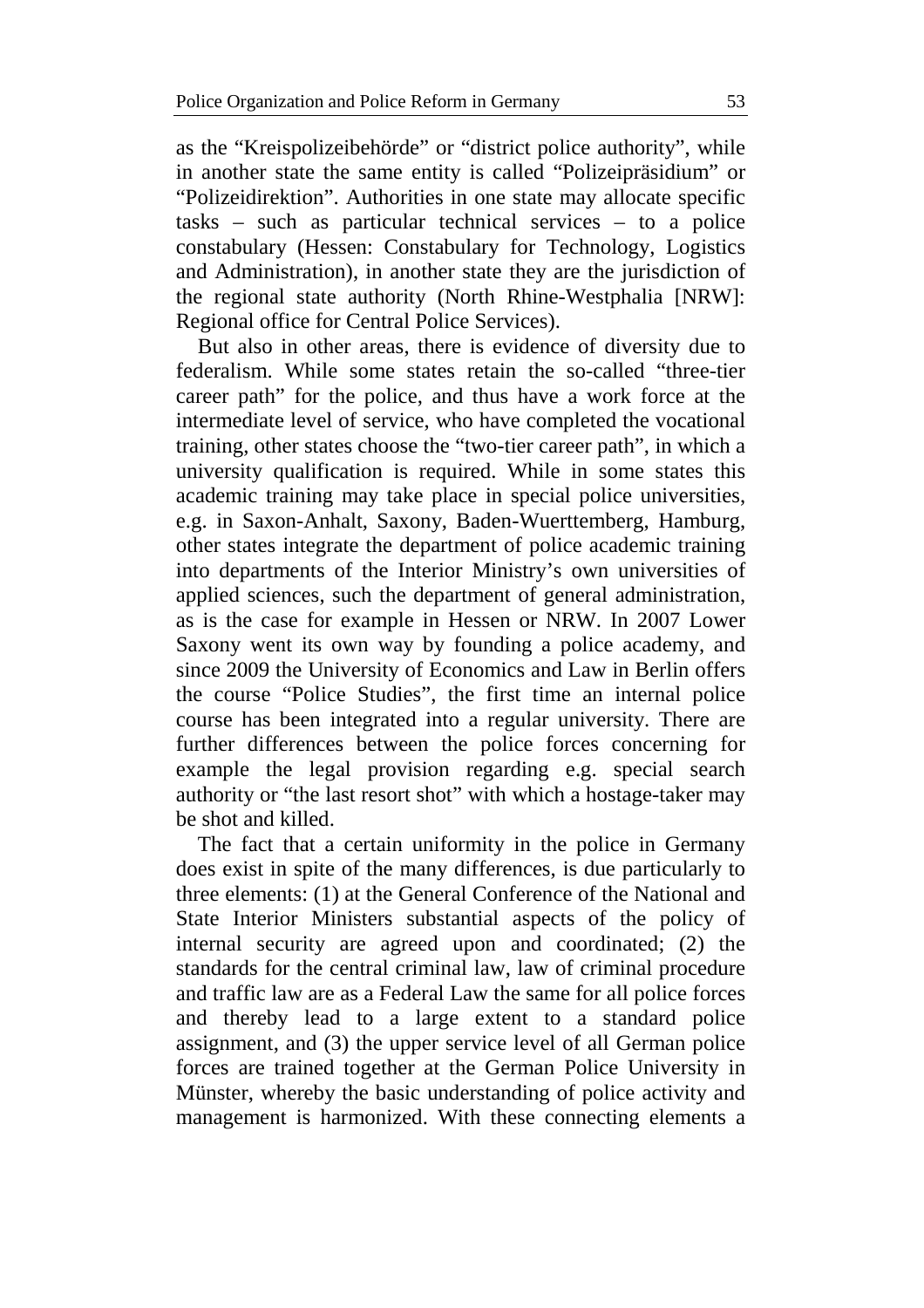as the “Kreispolizeibehörde” or “district police authority”, while in another state the same entity is called “Polizeipräsidium” or “Polizeidirektion”. Authorities in one state may allocate specific tasks – such as particular technical services – to a police constabulary (Hessen: Constabulary for Technology, Logistics and Administration), in another state they are the jurisdiction of the regional state authority (North Rhine-Westphalia [NRW]: Regional office for Central Police Services).

But also in other areas, there is evidence of diversity due to federalism. While some states retain the so-called “three-tier career path” for the police, and thus have a work force at the intermediate level of service, who have completed the vocational training, other states choose the “two-tier career path”, in which a university qualification is required. While in some states this academic training may take place in special police universities, e.g. in Saxon-Anhalt, Saxony, Baden-Wuerttemberg, Hamburg, other states integrate the department of police academic training into departments of the Interior Ministry’s own universities of applied sciences, such the department of general administration, as is the case for example in Hessen or NRW. In 2007 Lower Saxony went its own way by founding a police academy, and since 2009 the University of Economics and Law in Berlin offers the course “Police Studies”, the first time an internal police course has been integrated into a regular university. There are further differences between the police forces concerning for example the legal provision regarding e.g. special search authority or “the last resort shot” with which a hostage-taker may be shot and killed.

The fact that a certain uniformity in the police in Germany does exist in spite of the many differences, is due particularly to three elements: (1) at the General Conference of the National and State Interior Ministers substantial aspects of the policy of internal security are agreed upon and coordinated; (2) the standards for the central criminal law, law of criminal procedure and traffic law are as a Federal Law the same for all police forces and thereby lead to a large extent to a standard police assignment, and (3) the upper service level of all German police forces are trained together at the German Police University in Münster, whereby the basic understanding of police activity and management is harmonized. With these connecting elements a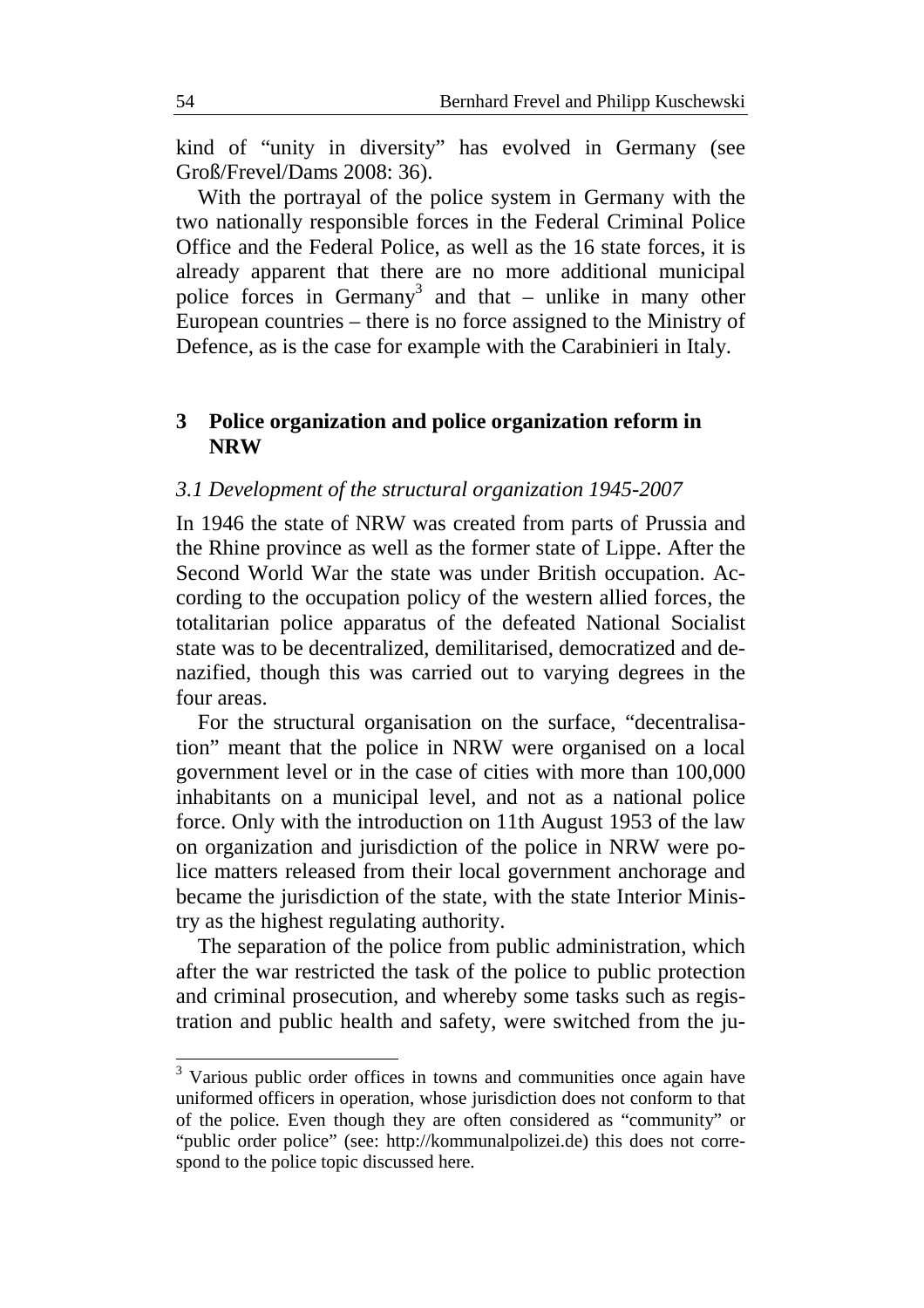kind of "unity in diversity" has evolved in Germany (see Groß/Frevel/Dams 2008: 36).

With the portrayal of the police system in Germany with the two nationally responsible forces in the Federal Criminal Police Office and the Federal Police, as well as the 16 state forces, it is already apparent that there are no more additional municipal police forces in Germany[3] and that – unlike in many other European countries – there is no force assigned to the Ministry of Defence, as is the case for example with the Carabinieri in Italy.

## 3 Police organization and police organization reform in NRW

### *3.1 Development of the structural organization 1945-2007*

In 1946 the state of NRW was created from parts of Prussia and the Rhine province as well as the former state of Lippe. After the Second World War the state was under British occupation. According to the occupation policy of the western allied forces, the totalitarian police apparatus of the defeated National Socialist state was to be decentralized, demilitarised, democratized and denazified, though this was carried out to varying degrees in the four areas.

For the structural organisation on the surface, "decentralisation" meant that the police in NRW were organised on a local government level or in the case of cities with more than 100,000 inhabitants on a municipal level, and not as a national police force. Only with the introduction on 11th August 1953 of the law on organization and jurisdiction of the police in NRW were police matters released from their local government anchorage and became the jurisdiction of the state, with the state Interior Ministry as the highest regulating authority.

The separation of the police from public administration, which after the war restricted the task of the police to public protection and criminal prosecution, and whereby some tasks such as registration and public health and safety, were switched from the ju-

[3] Various public order offices in towns and communities once again have uniformed officers in operation, whose jurisdiction does not conform to that of the police. Even though they are often considered as "community" or "public order police" (see: http://kommunalpolizei.de) this does not correspond to the police topic discussed here.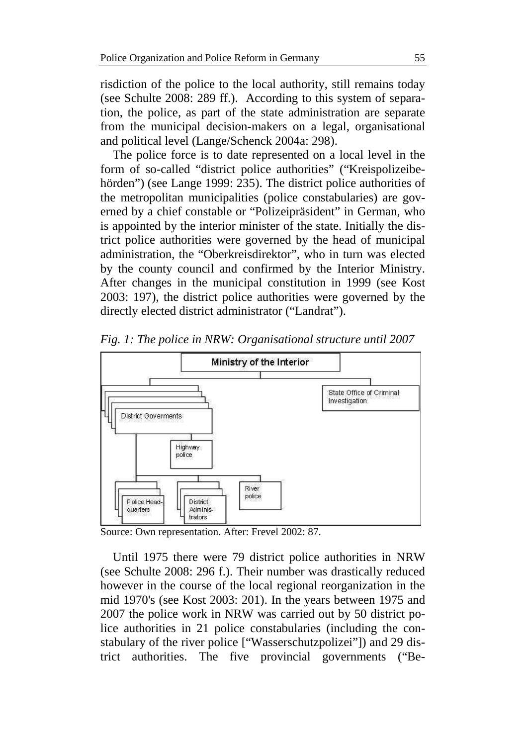risdiction of the police to the local authority, still remains today (see Schulte 2008: 289 ff.). According to this system of separation, the police, as part of the state administration are separate from the municipal decision-makers on a legal, organisational and political level (Lange/Schenck 2004a: 298).

The police force is to date represented on a local level in the form of so-called "district police authorities" ("Kreispolizeibehörden") (see Lange 1999: 235). The district police authorities of the metropolitan municipalities (police constabularies) are governed by a chief constable or "Polizeipräsident" in German, who is appointed by the interior minister of the state. Initially the district police authorities were governed by the head of municipal administration, the "Oberkreisdirektor", who in turn was elected by the county council and confirmed by the Interior Ministry. After changes in the municipal constitution in 1999 (see Kost 2003: 197), the district police authorities were governed by the directly elected district administrator ("Landrat").

*Fig. 1: The police in NRW: Organisational structure until 2007*

Source: Own representation. After: Frevel 2002: 87.

Until 1975 there were 79 district police authorities in NRW (see Schulte 2008: 296 f.). Their number was drastically reduced however in the course of the local regional reorganization in the mid 1970's (see Kost 2003: 201). In the years between 1975 and 2007 the police work in NRW was carried out by 50 district police authorities in 21 police constabularies (including the constabulary of the river police ["Wasserschutzpolizei"]) and 29 district authorities. The five provincial governments ("Be-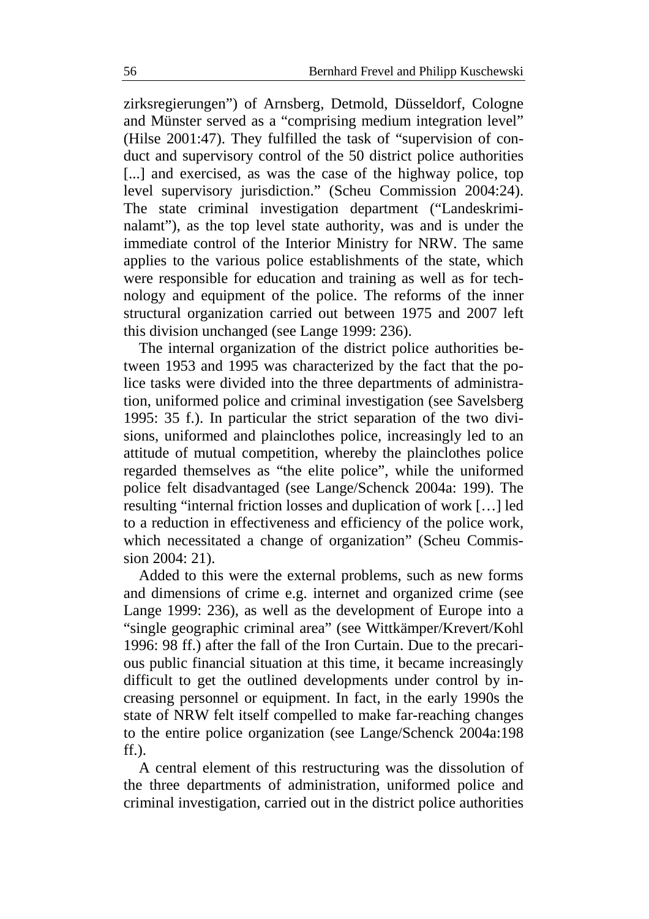zirksregierungen") of Arnsberg, Detmold, Düsseldorf, Cologne and Münster served as a "comprising medium integration level" (Hilse 2001:47). They fulfilled the task of "supervision of conduct and supervisory control of the 50 district police authorities [...] and exercised, as was the case of the highway police, top level supervisory jurisdiction." (Scheu Commission 2004:24). The state criminal investigation department ("Landeskriminalamt"), as the top level state authority, was and is under the immediate control of the Interior Ministry for NRW. The same applies to the various police establishments of the state, which were responsible for education and training as well as for technology and equipment of the police. The reforms of the inner structural organization carried out between 1975 and 2007 left this division unchanged (see Lange 1999: 236).

The internal organization of the district police authorities between 1953 and 1995 was characterized by the fact that the police tasks were divided into the three departments of administration, uniformed police and criminal investigation (see Savelsberg 1995: 35 f.). In particular the strict separation of the two divisions, uniformed and plainclothes police, increasingly led to an attitude of mutual competition, whereby the plainclothes police regarded themselves as "the elite police", while the uniformed police felt disadvantaged (see Lange/Schenck 2004a: 199). The resulting "internal friction losses and duplication of work […] led to a reduction in effectiveness and efficiency of the police work, which necessitated a change of organization" (Scheu Commission 2004: 21).

Added to this were the external problems, such as new forms and dimensions of crime e.g. internet and organized crime (see Lange 1999: 236), as well as the development of Europe into a "single geographic criminal area" (see Wittkämper/Krevert/Kohl 1996: 98 ff.) after the fall of the Iron Curtain. Due to the precarious public financial situation at this time, it became increasingly difficult to get the outlined developments under control by increasing personnel or equipment. In fact, in the early 1990s the state of NRW felt itself compelled to make far-reaching changes to the entire police organization (see Lange/Schenck 2004a:198 ff.).

A central element of this restructuring was the dissolution of the three departments of administration, uniformed police and criminal investigation, carried out in the district police authorities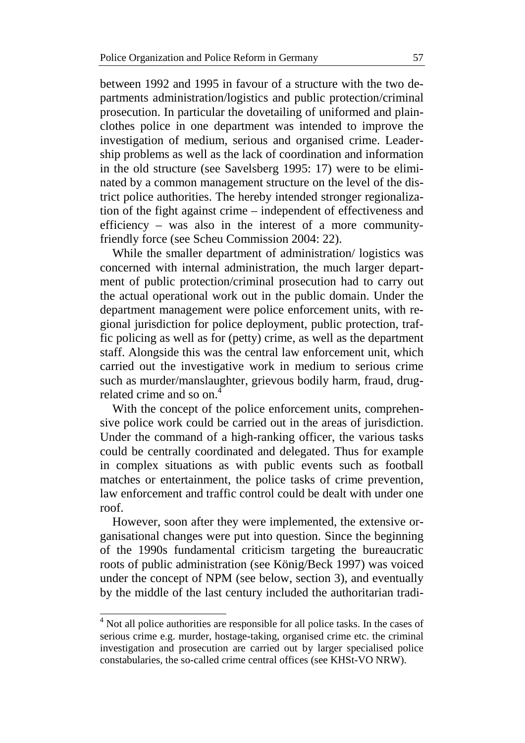between 1992 and 1995 in favour of a structure with the two departments administration/logistics and public protection/criminal prosecution. In particular the dovetailing of uniformed and plain-clothes police in one department was intended to improve the investigation of medium, serious and organised crime. Leadership problems as well as the lack of coordination and information in the old structure (see Savelsberg 1995: 17) were to be eliminated by a common management structure on the level of the district police authorities. The hereby intended stronger regionalization of the fight against crime – independent of effectiveness and efficiency – was also in the interest of a more community-friendly force (see Scheu Commission 2004: 22).

While the smaller department of administration/ logistics was concerned with internal administration, the much larger department of public protection/criminal prosecution had to carry out the actual operational work out in the public domain. Under the department management were police enforcement units, with regional jurisdiction for police deployment, public protection, traffic policing as well as for (petty) crime, as well as the department staff. Alongside this was the central law enforcement unit, which carried out the investigative work in medium to serious crime such as murder/manslaughter, grievous bodily harm, fraud, drug-related crime and so on.[4]

With the concept of the police enforcement units, comprehensive police work could be carried out in the areas of jurisdiction. Under the command of a high-ranking officer, the various tasks could be centrally coordinated and delegated. Thus for example in complex situations as with public events such as football matches or entertainment, the police tasks of crime prevention, law enforcement and traffic control could be dealt with under one roof.

However, soon after they were implemented, the extensive organisational changes were put into question. Since the beginning of the 1990s fundamental criticism targeting the bureaucratic roots of public administration (see König/Beck 1997) was voiced under the concept of NPM (see below, section 3), and eventually by the middle of the last century included the authoritarian tradi-

[4] Not all police authorities are responsible for all police tasks. In the cases of serious crime e.g. murder, hostage-taking, organised crime etc. the criminal investigation and prosecution are carried out by larger specialised police constabularies, the so-called crime central offices (see KHSt-VO NRW).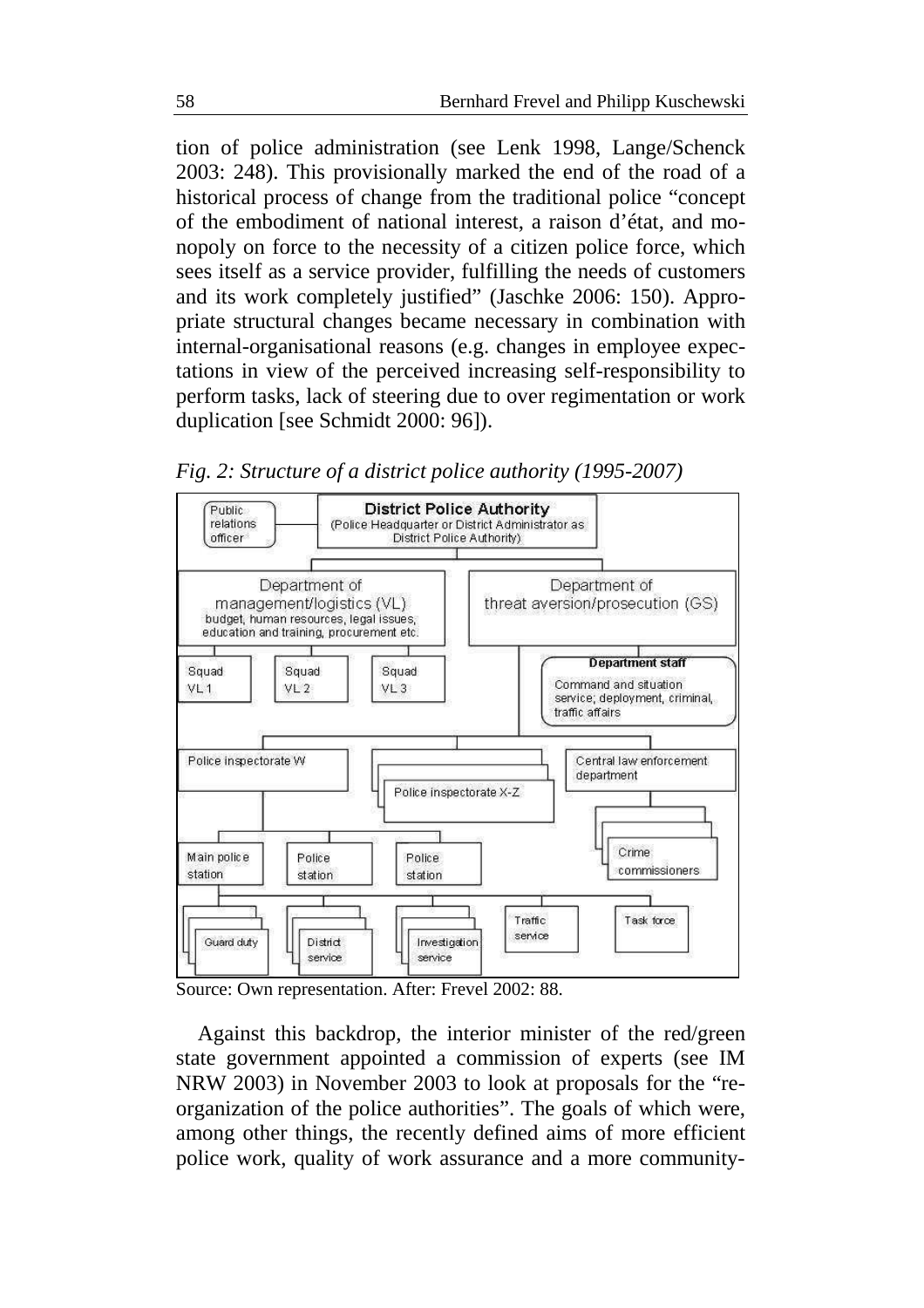tion of police administration (see Lenk 1998, Lange/Schenck 2003: 248). This provisionally marked the end of the road of a historical process of change from the traditional police "concept of the embodiment of national interest, a raison d'état, and monopoly on force to the necessity of a citizen police force, which sees itself as a service provider, fulfilling the needs of customers and its work completely justified" (Jaschke 2006: 150). Appropriate structural changes became necessary in combination with internal-organisational reasons (e.g. changes in employee expectations in view of the perceived increasing self-responsibility to perform tasks, lack of steering due to over regimentation or work duplication [see Schmidt 2000: 96]).

*Fig. 2: Structure of a district police authority (1995-2007)*

Public relations officer

**District Police Authority** (Police Headquarter or District Administrator as District Police Authority)

Department of management/logistics (VL) budget, human resources, legal issues, education and training, procurement etc.

Department of threat aversion/prosecution (GS)

Squad VL 1 | Squad VL 2 | Squad VL 3

**Department staff** Command and situation service; deployment, criminal, traffic affairs

Police inspectorate W | Police inspectorate X-Z | Central law enforcement department

Main police station | Police station | Police station | Crime commissioners

Guard duty | District service | Investigation service | Traffic service | Task force

Source: Own representation. After: Frevel 2002: 88.

Against this backdrop, the interior minister of the red/green state government appointed a commission of experts (see IM NRW 2003) in November 2003 to look at proposals for the "reorganization of the police authorities". The goals of which were, among other things, the recently defined aims of more efficient police work, quality of work assurance and a more community-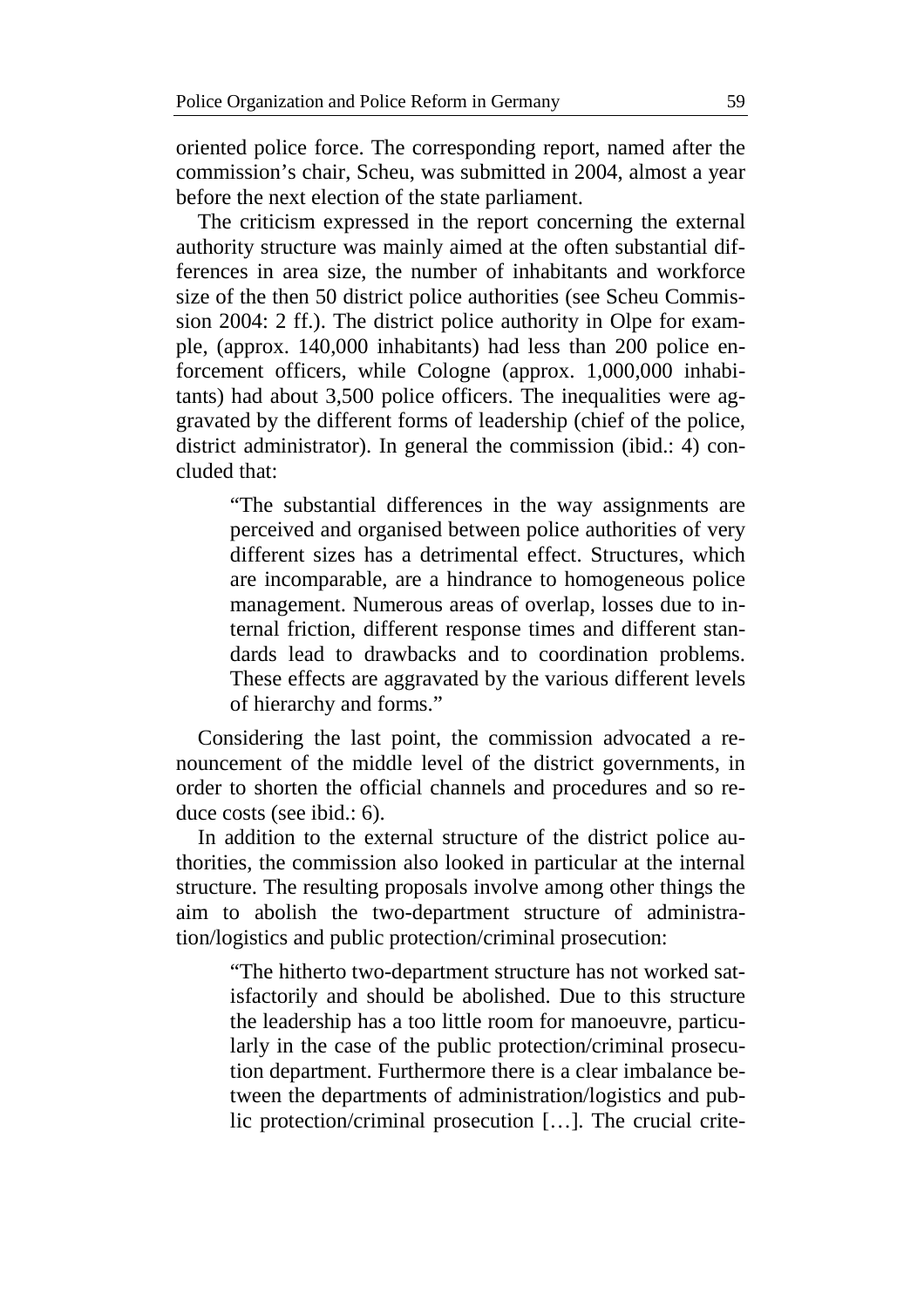oriented police force. The corresponding report, named after the commission's chair, Scheu, was submitted in 2004, almost a year before the next election of the state parliament.

The criticism expressed in the report concerning the external authority structure was mainly aimed at the often substantial differences in area size, the number of inhabitants and workforce size of the then 50 district police authorities (see Scheu Commission 2004: 2 ff.). The district police authority in Olpe for example, (approx. 140,000 inhabitants) had less than 200 police enforcement officers, while Cologne (approx. 1,000,000 inhabitants) had about 3,500 police officers. The inequalities were aggravated by the different forms of leadership (chief of the police, district administrator). In general the commission (ibid.: 4) concluded that:

> "The substantial differences in the way assignments are perceived and organised between police authorities of very different sizes has a detrimental effect. Structures, which are incomparable, are a hindrance to homogeneous police management. Numerous areas of overlap, losses due to internal friction, different response times and different standards lead to drawbacks and to coordination problems. These effects are aggravated by the various different levels of hierarchy and forms."

Considering the last point, the commission advocated a renouncement of the middle level of the district governments, in order to shorten the official channels and procedures and so reduce costs (see ibid.: 6).

In addition to the external structure of the district police authorities, the commission also looked in particular at the internal structure. The resulting proposals involve among other things the aim to abolish the two-department structure of administration/logistics and public protection/criminal prosecution:

> "The hitherto two-department structure has not worked satisfactorily and should be abolished. Due to this structure the leadership has a too little room for manoeuvre, particularly in the case of the public protection/criminal prosecution department. Furthermore there is a clear imbalance between the departments of administration/logistics and public protection/criminal prosecution […]. The crucial crite-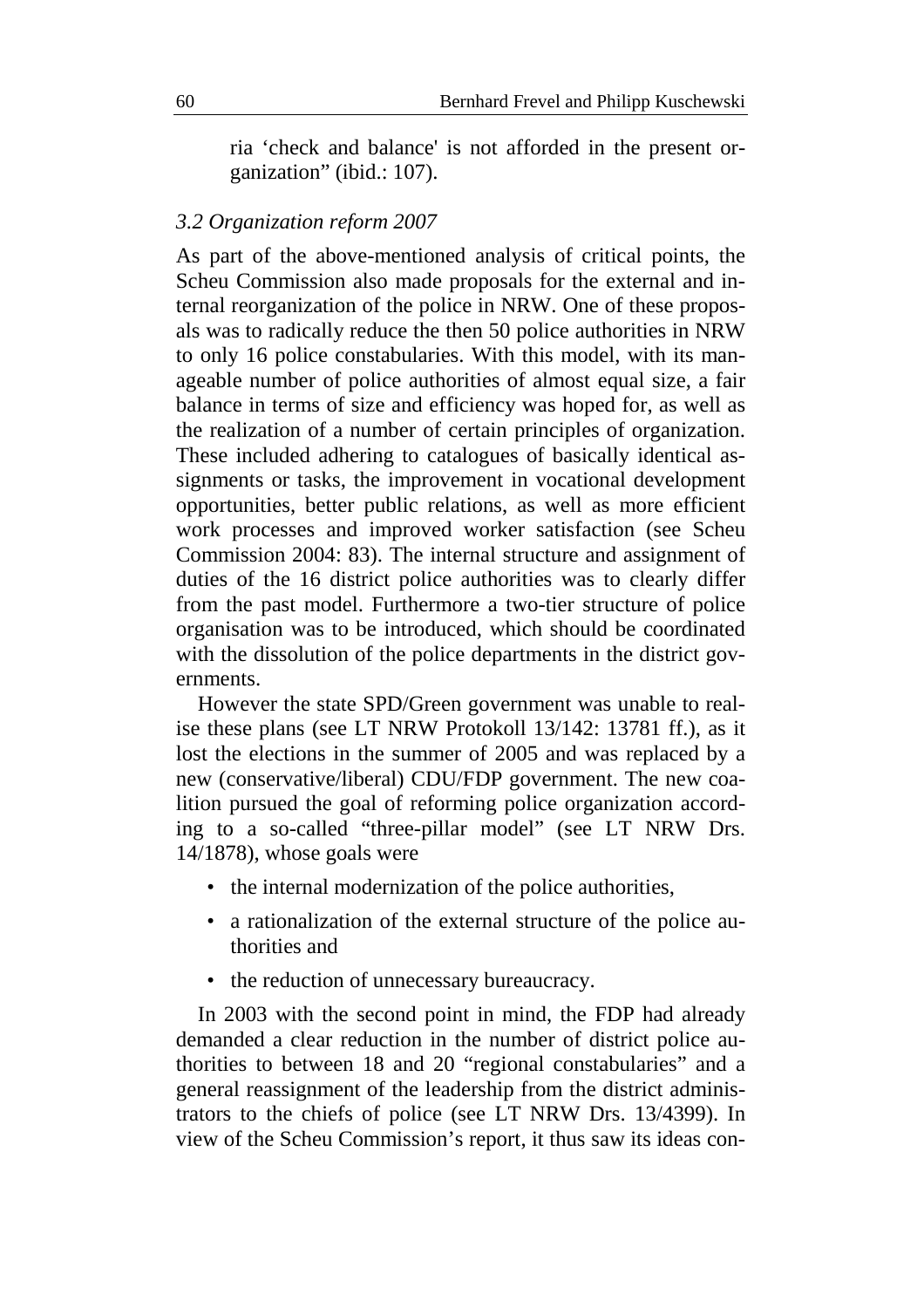ria 'check and balance' is not afforded in the present organization" (ibid.: 107).

### *3.2 Organization reform 2007*

As part of the above-mentioned analysis of critical points, the Scheu Commission also made proposals for the external and internal reorganization of the police in NRW. One of these proposals was to radically reduce the then 50 police authorities in NRW to only 16 police constabularies. With this model, with its manageable number of police authorities of almost equal size, a fair balance in terms of size and efficiency was hoped for, as well as the realization of a number of certain principles of organization. These included adhering to catalogues of basically identical assignments or tasks, the improvement in vocational development opportunities, better public relations, as well as more efficient work processes and improved worker satisfaction (see Scheu Commission 2004: 83). The internal structure and assignment of duties of the 16 district police authorities was to clearly differ from the past model. Furthermore a two-tier structure of police organisation was to be introduced, which should be coordinated with the dissolution of the police departments in the district governments.

However the state SPD/Green government was unable to realise these plans (see LT NRW Protokoll 13/142: 13781 ff.), as it lost the elections in the summer of 2005 and was replaced by a new (conservative/liberal) CDU/FDP government. The new coalition pursued the goal of reforming police organization according to a so-called "three-pillar model" (see LT NRW Drs. 14/1878), whose goals were

- the internal modernization of the police authorities,
- a rationalization of the external structure of the police authorities and
- the reduction of unnecessary bureaucracy.

In 2003 with the second point in mind, the FDP had already demanded a clear reduction in the number of district police authorities to between 18 and 20 "regional constabularies" and a general reassignment of the leadership from the district administrators to the chiefs of police (see LT NRW Drs. 13/4399). In view of the Scheu Commission's report, it thus saw its ideas con-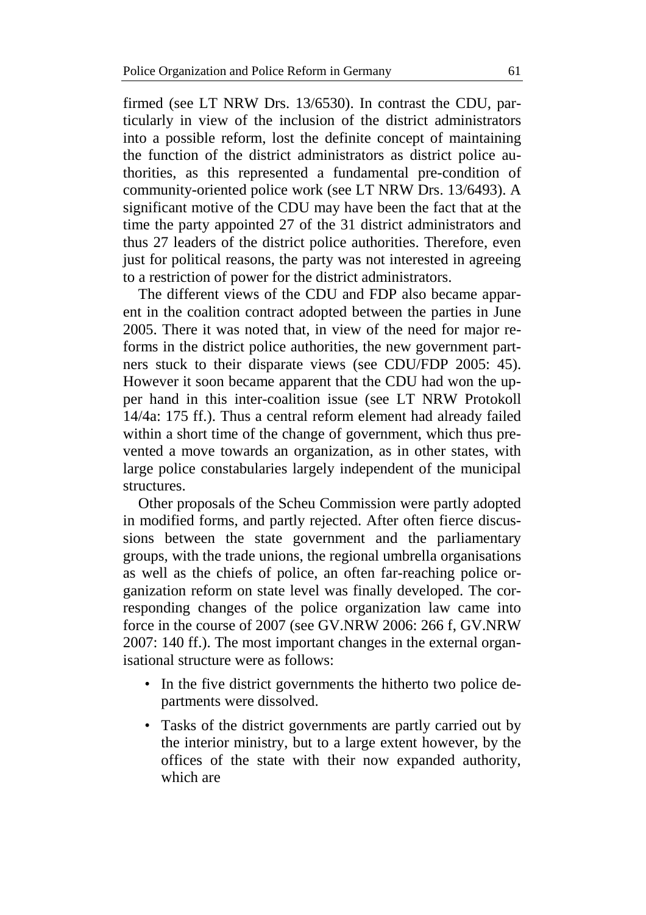firmed (see LT NRW Drs. 13/6530). In contrast the CDU, particularly in view of the inclusion of the district administrators into a possible reform, lost the definite concept of maintaining the function of the district administrators as district police authorities, as this represented a fundamental pre-condition of community-oriented police work (see LT NRW Drs. 13/6493). A significant motive of the CDU may have been the fact that at the time the party appointed 27 of the 31 district administrators and thus 27 leaders of the district police authorities. Therefore, even just for political reasons, the party was not interested in agreeing to a restriction of power for the district administrators.

The different views of the CDU and FDP also became apparent in the coalition contract adopted between the parties in June 2005. There it was noted that, in view of the need for major reforms in the district police authorities, the new government partners stuck to their disparate views (see CDU/FDP 2005: 45). However it soon became apparent that the CDU had won the upper hand in this inter-coalition issue (see LT NRW Protokoll 14/4a: 175 ff.). Thus a central reform element had already failed within a short time of the change of government, which thus prevented a move towards an organization, as in other states, with large police constabularies largely independent of the municipal structures.

Other proposals of the Scheu Commission were partly adopted in modified forms, and partly rejected. After often fierce discussions between the state government and the parliamentary groups, with the trade unions, the regional umbrella organisations as well as the chiefs of police, an often far-reaching police organization reform on state level was finally developed. The corresponding changes of the police organization law came into force in the course of 2007 (see GV.NRW 2006: 266 f, GV.NRW 2007: 140 ff.). The most important changes in the external organisational structure were as follows:

- In the five district governments the hitherto two police departments were dissolved.
- Tasks of the district governments are partly carried out by the interior ministry, but to a large extent however, by the offices of the state with their now expanded authority, which are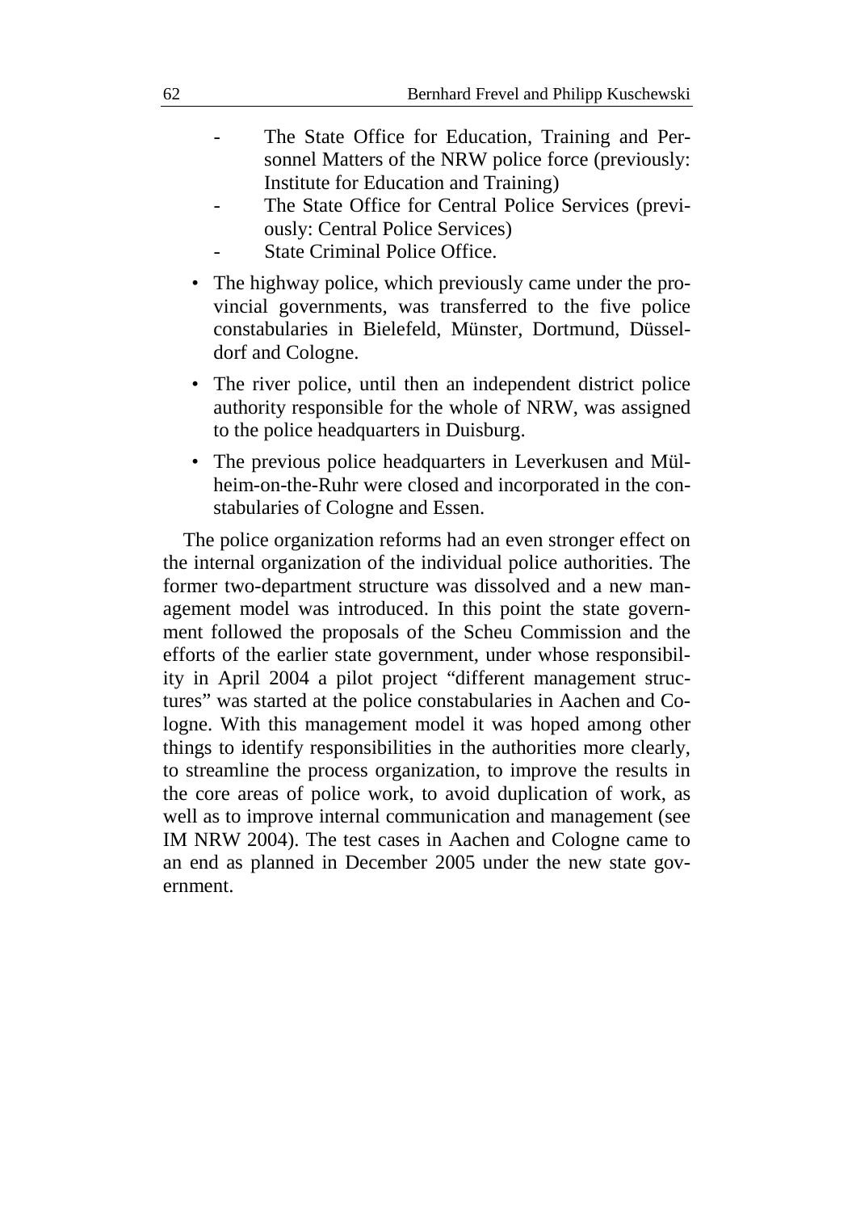- The State Office for Education, Training and Personnel Matters of the NRW police force (previously: Institute for Education and Training)
  - The State Office for Central Police Services (previously: Central Police Services)
  - State Criminal Police Office.

- The highway police, which previously came under the provincial governments, was transferred to the five police constabularies in Bielefeld, Münster, Dortmund, Düsseldorf and Cologne.
- The river police, until then an independent district police authority responsible for the whole of NRW, was assigned to the police headquarters in Duisburg.
- The previous police headquarters in Leverkusen and Mülheim-on-the-Ruhr were closed and incorporated in the constabularies of Cologne and Essen.

The police organization reforms had an even stronger effect on the internal organization of the individual police authorities. The former two-department structure was dissolved and a new management model was introduced. In this point the state government followed the proposals of the Scheu Commission and the efforts of the earlier state government, under whose responsibility in April 2004 a pilot project "different management structures" was started at the police constabularies in Aachen and Cologne. With this management model it was hoped among other things to identify responsibilities in the authorities more clearly, to streamline the process organization, to improve the results in the core areas of police work, to avoid duplication of work, as well as to improve internal communication and management (see IM NRW 2004). The test cases in Aachen and Cologne came to an end as planned in December 2005 under the new state government.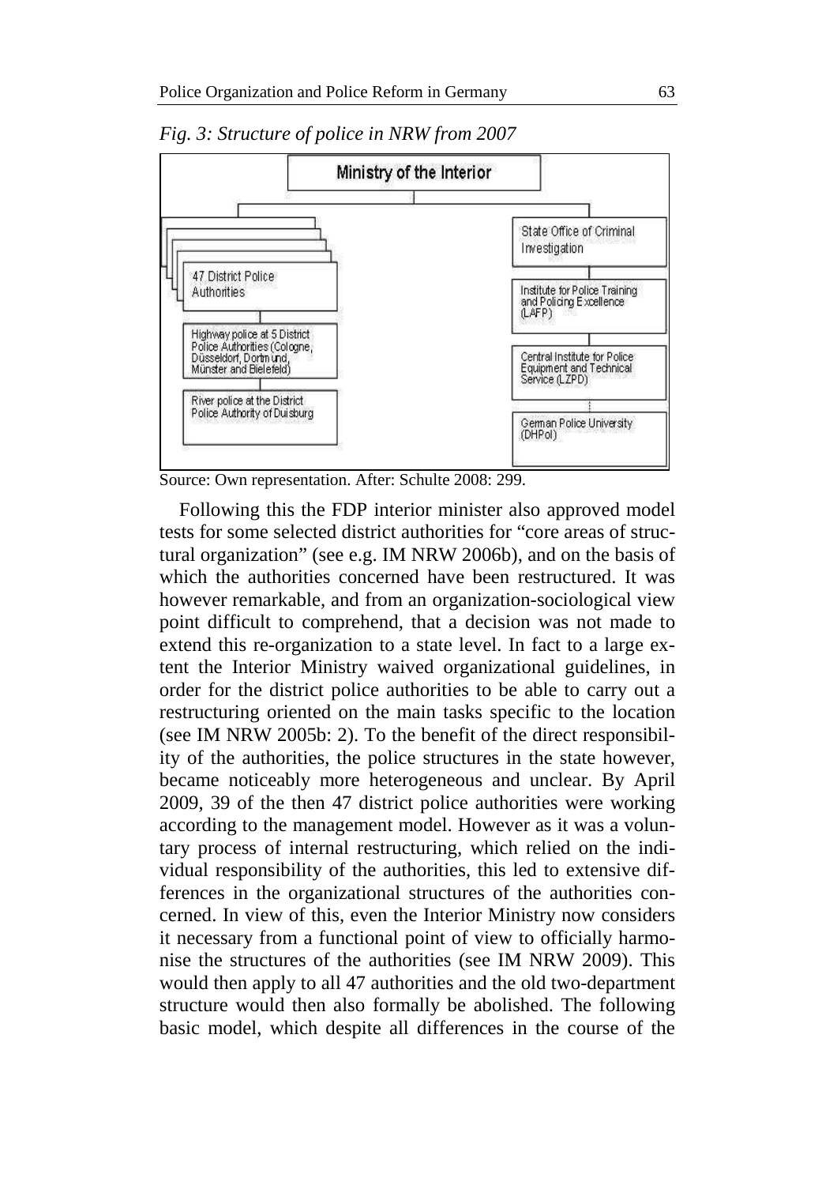*Fig. 3: Structure of police in NRW from 2007*

Ministry of the Interior

47 District Police Authorities

Highway police at 5 District Police Authorities (Cologne, Düsseldorf, Dortmund, Münster and Bielefeld)

River police at the District Police Authority of Duisburg

State Office of Criminal Investigation

Institute for Police Training and Policing Excellence (LAFP)

Central Institute for Police Equipment and Technical Service (LZPD)

German Police University (DHPol)

Source: Own representation. After: Schulte 2008: 299.

Following this the FDP interior minister also approved model tests for some selected district authorities for "core areas of structural organization" (see e.g. IM NRW 2006b), and on the basis of which the authorities concerned have been restructured. It was however remarkable, and from an organization-sociological view point difficult to comprehend, that a decision was not made to extend this re-organization to a state level. In fact to a large extent the Interior Ministry waived organizational guidelines, in order for the district police authorities to be able to carry out a restructuring oriented on the main tasks specific to the location (see IM NRW 2005b: 2). To the benefit of the direct responsibility of the authorities, the police structures in the state however, became noticeably more heterogeneous and unclear. By April 2009, 39 of the then 47 district police authorities were working according to the management model. However as it was a voluntary process of internal restructuring, which relied on the individual responsibility of the authorities, this led to extensive differences in the organizational structures of the authorities concerned. In view of this, even the Interior Ministry now considers it necessary from a functional point of view to officially harmonise the structures of the authorities (see IM NRW 2009). This would then apply to all 47 authorities and the old two-department structure would then also formally be abolished. The following basic model, which despite all differences in the course of the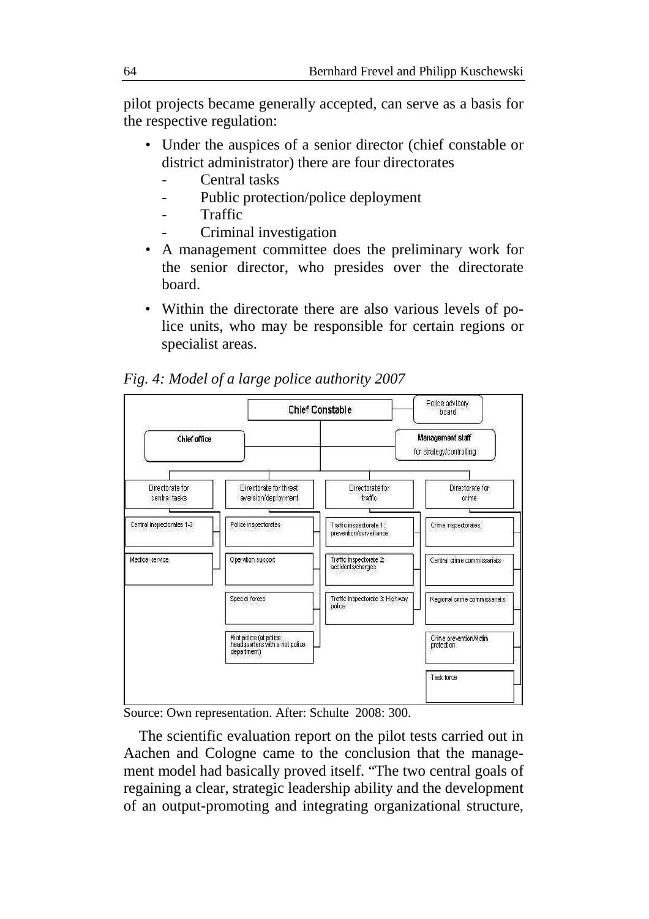pilot projects became generally accepted, can serve as a basis for the respective regulation:

- Under the auspices of a senior director (chief constable or district administrator) there are four directorates
  - Central tasks
  - Public protection/police deployment
  - Traffic
  - Criminal investigation
- A management committee does the preliminary work for the senior director, who presides over the directorate board.
- Within the directorate there are also various levels of police units, who may be responsible for certain regions or specialist areas.

*Fig. 4: Model of a large police authority 2007*

- Chief Constable
  - Police advisory board
  - Chief office
  - Management staff for strategy/controlling
  - Directorate for central tasks
    - Central inspectorates 1-3
    - Medical service
  - Directorate for threat aversion/deployment
    - Police inspectorates
    - Operation support
    - Special forces
    - Riot police (at police headquarters with a riot police department)
  - Directorate for traffic
    - Traffic inspectorate 1: prevention/surveillance
    - Traffic inspectorate 2: accidents/charges
    - Traffic inspectorate 3: Highway police
  - Directorate for crime
    - Crime inspectorates
    - Central crime commissariats
    - Regional crime commissariats
    - Crime prevention/Victim protection
    - Task force

Source: Own representation. After: Schulte 2008: 300.

The scientific evaluation report on the pilot tests carried out in Aachen and Cologne came to the conclusion that the management model had basically proved itself. "The two central goals of regaining a clear, strategic leadership ability and the development of an output-promoting and integrating organizational structure,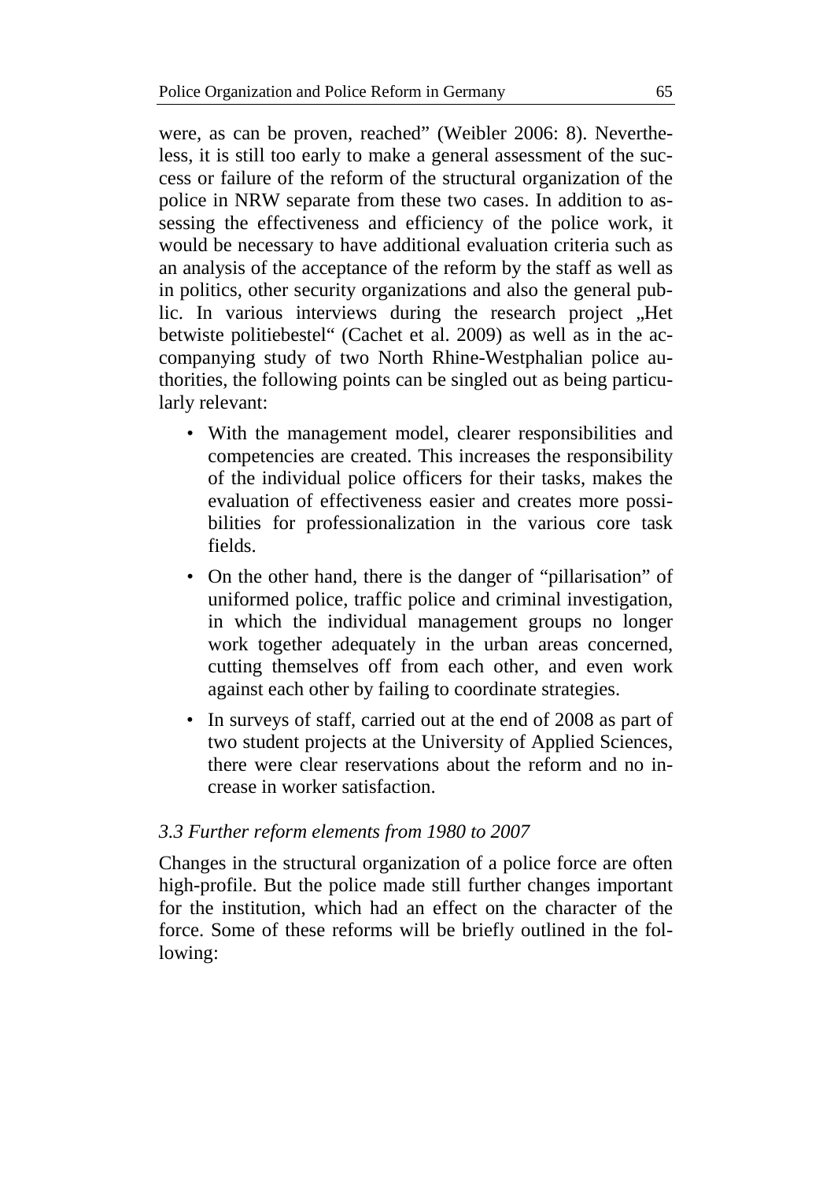were, as can be proven, reached" (Weibler 2006: 8). Nevertheless, it is still too early to make a general assessment of the success or failure of the reform of the structural organization of the police in NRW separate from these two cases. In addition to assessing the effectiveness and efficiency of the police work, it would be necessary to have additional evaluation criteria such as an analysis of the acceptance of the reform by the staff as well as in politics, other security organizations and also the general public. In various interviews during the research project „Het betwiste politiebestel" (Cachet et al. 2009) as well as in the accompanying study of two North Rhine-Westphalian police authorities, the following points can be singled out as being particularly relevant:

- With the management model, clearer responsibilities and competencies are created. This increases the responsibility of the individual police officers for their tasks, makes the evaluation of effectiveness easier and creates more possibilities for professionalization in the various core task fields.
- On the other hand, there is the danger of "pillarisation" of uniformed police, traffic police and criminal investigation, in which the individual management groups no longer work together adequately in the urban areas concerned, cutting themselves off from each other, and even work against each other by failing to coordinate strategies.
- In surveys of staff, carried out at the end of 2008 as part of two student projects at the University of Applied Sciences, there were clear reservations about the reform and no increase in worker satisfaction.

### *3.3 Further reform elements from 1980 to 2007*

Changes in the structural organization of a police force are often high-profile. But the police made still further changes important for the institution, which had an effect on the character of the force. Some of these reforms will be briefly outlined in the following: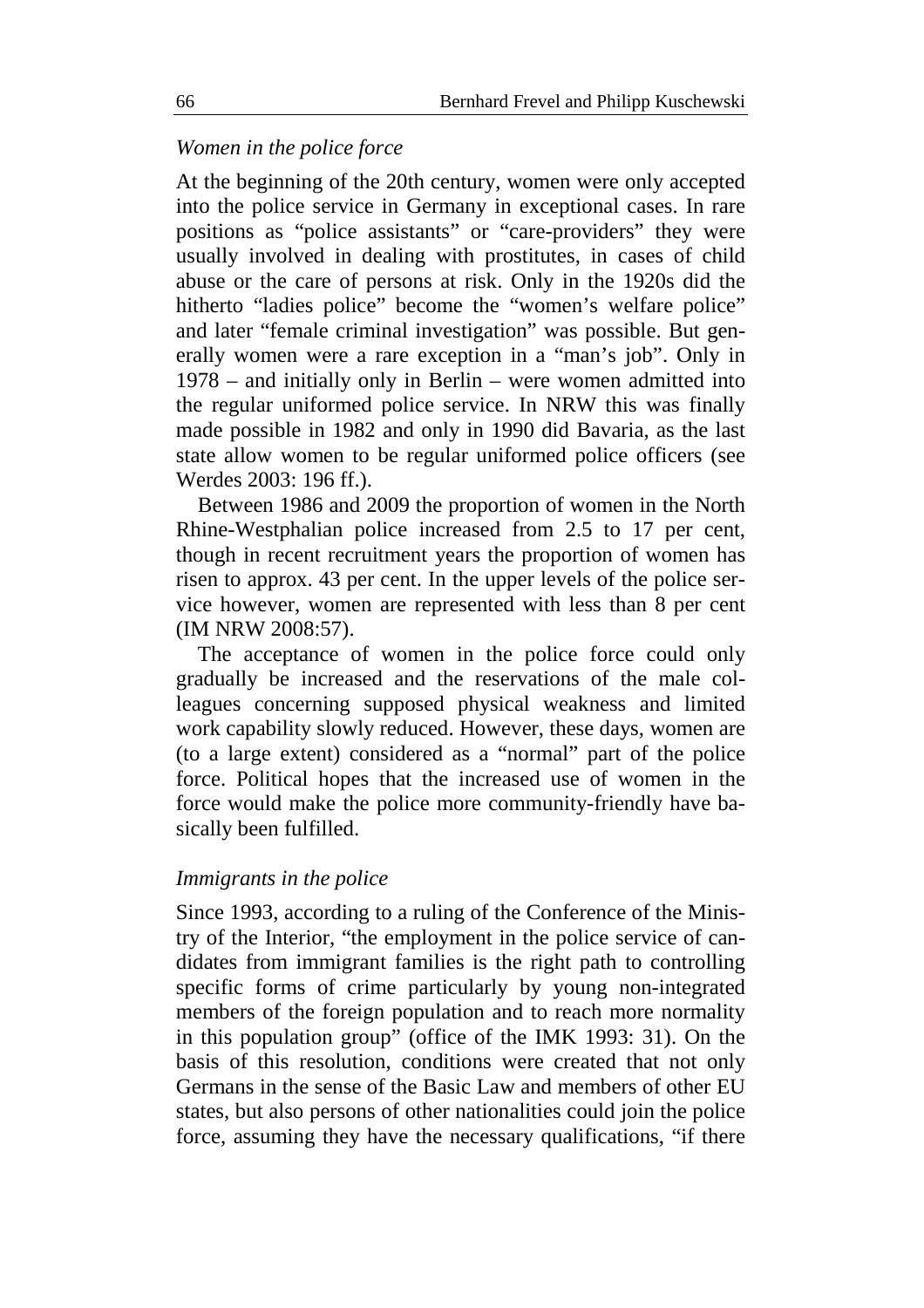*Women in the police force*

At the beginning of the 20th century, women were only accepted into the police service in Germany in exceptional cases. In rare positions as "police assistants" or "care-providers" they were usually involved in dealing with prostitutes, in cases of child abuse or the care of persons at risk. Only in the 1920s did the hitherto "ladies police" become the "women's welfare police" and later "female criminal investigation" was possible. But generally women were a rare exception in a "man's job". Only in 1978 – and initially only in Berlin – were women admitted into the regular uniformed police service. In NRW this was finally made possible in 1982 and only in 1990 did Bavaria, as the last state allow women to be regular uniformed police officers (see Werdes 2003: 196 ff.).

Between 1986 and 2009 the proportion of women in the North Rhine-Westphalian police increased from 2.5 to 17 per cent, though in recent recruitment years the proportion of women has risen to approx. 43 per cent. In the upper levels of the police service however, women are represented with less than 8 per cent (IM NRW 2008:57).

The acceptance of women in the police force could only gradually be increased and the reservations of the male colleagues concerning supposed physical weakness and limited work capability slowly reduced. However, these days, women are (to a large extent) considered as a "normal" part of the police force. Political hopes that the increased use of women in the force would make the police more community-friendly have basically been fulfilled.

*Immigrants in the police*

Since 1993, according to a ruling of the Conference of the Ministry of the Interior, "the employment in the police service of candidates from immigrant families is the right path to controlling specific forms of crime particularly by young non-integrated members of the foreign population and to reach more normality in this population group" (office of the IMK 1993: 31). On the basis of this resolution, conditions were created that not only Germans in the sense of the Basic Law and members of other EU states, but also persons of other nationalities could join the police force, assuming they have the necessary qualifications, "if there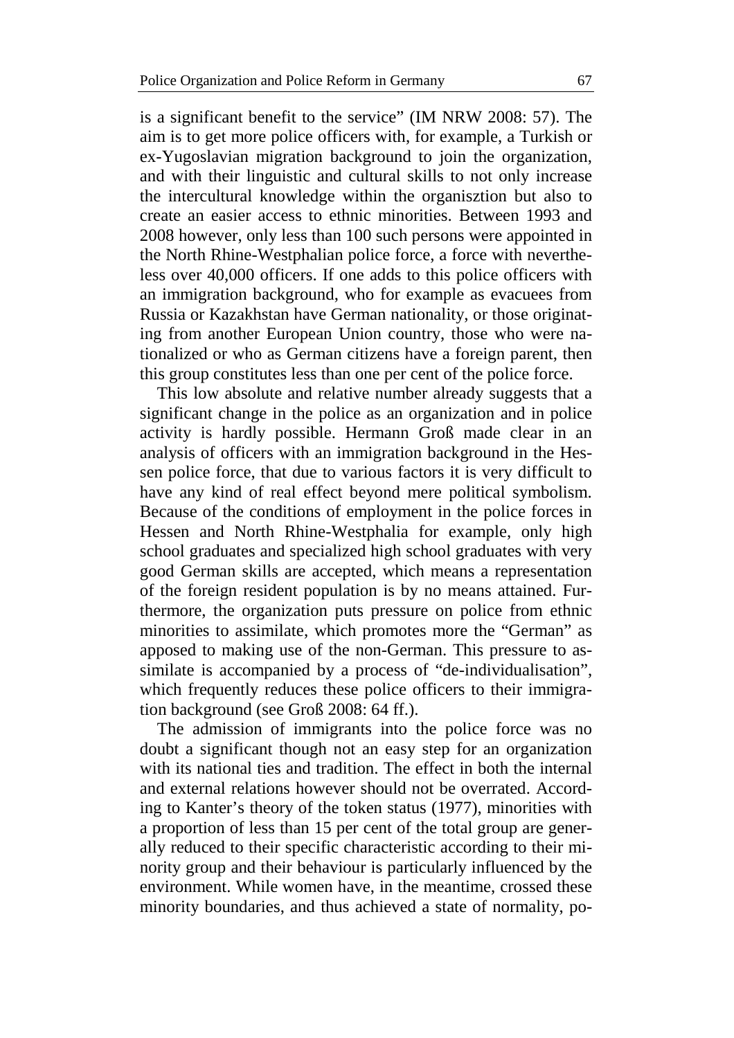is a significant benefit to the service" (IM NRW 2008: 57). The aim is to get more police officers with, for example, a Turkish or ex-Yugoslavian migration background to join the organization, and with their linguistic and cultural skills to not only increase the intercultural knowledge within the organisztion but also to create an easier access to ethnic minorities. Between 1993 and 2008 however, only less than 100 such persons were appointed in the North Rhine-Westphalian police force, a force with nevertheless over 40,000 officers. If one adds to this police officers with an immigration background, who for example as evacuees from Russia or Kazakhstan have German nationality, or those originating from another European Union country, those who were nationalized or who as German citizens have a foreign parent, then this group constitutes less than one per cent of the police force.

This low absolute and relative number already suggests that a significant change in the police as an organization and in police activity is hardly possible. Hermann Groß made clear in an analysis of officers with an immigration background in the Hessen police force, that due to various factors it is very difficult to have any kind of real effect beyond mere political symbolism. Because of the conditions of employment in the police forces in Hessen and North Rhine-Westphalia for example, only high school graduates and specialized high school graduates with very good German skills are accepted, which means a representation of the foreign resident population is by no means attained. Furthermore, the organization puts pressure on police from ethnic minorities to assimilate, which promotes more the "German" as apposed to making use of the non-German. This pressure to assimilate is accompanied by a process of "de-individualisation", which frequently reduces these police officers to their immigration background (see Groß 2008: 64 ff.).

The admission of immigrants into the police force was no doubt a significant though not an easy step for an organization with its national ties and tradition. The effect in both the internal and external relations however should not be overrated. According to Kanter's theory of the token status (1977), minorities with a proportion of less than 15 per cent of the total group are generally reduced to their specific characteristic according to their minority group and their behaviour is particularly influenced by the environment. While women have, in the meantime, crossed these minority boundaries, and thus achieved a state of normality, po-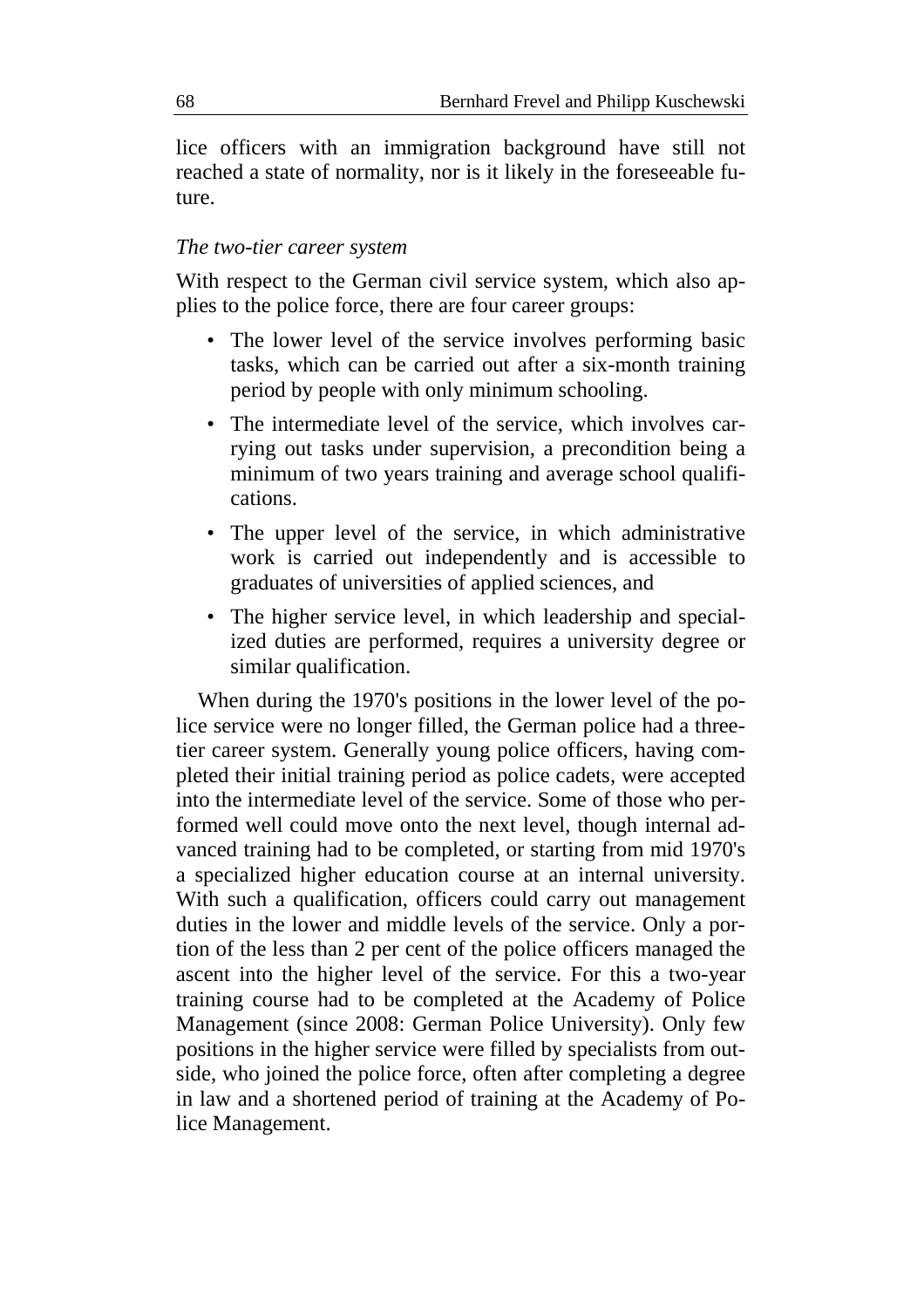lice officers with an immigration background have still not reached a state of normality, nor is it likely in the foreseeable future.

*The two-tier career system*

With respect to the German civil service system, which also applies to the police force, there are four career groups:

- The lower level of the service involves performing basic tasks, which can be carried out after a six-month training period by people with only minimum schooling.
- The intermediate level of the service, which involves carrying out tasks under supervision, a precondition being a minimum of two years training and average school qualifications.
- The upper level of the service, in which administrative work is carried out independently and is accessible to graduates of universities of applied sciences, and
- The higher service level, in which leadership and specialized duties are performed, requires a university degree or similar qualification.

When during the 1970's positions in the lower level of the police service were no longer filled, the German police had a three-tier career system. Generally young police officers, having completed their initial training period as police cadets, were accepted into the intermediate level of the service. Some of those who performed well could move onto the next level, though internal advanced training had to be completed, or starting from mid 1970's a specialized higher education course at an internal university. With such a qualification, officers could carry out management duties in the lower and middle levels of the service. Only a portion of the less than 2 per cent of the police officers managed the ascent into the higher level of the service. For this a two-year training course had to be completed at the Academy of Police Management (since 2008: German Police University). Only few positions in the higher service were filled by specialists from outside, who joined the police force, often after completing a degree in law and a shortened period of training at the Academy of Police Management.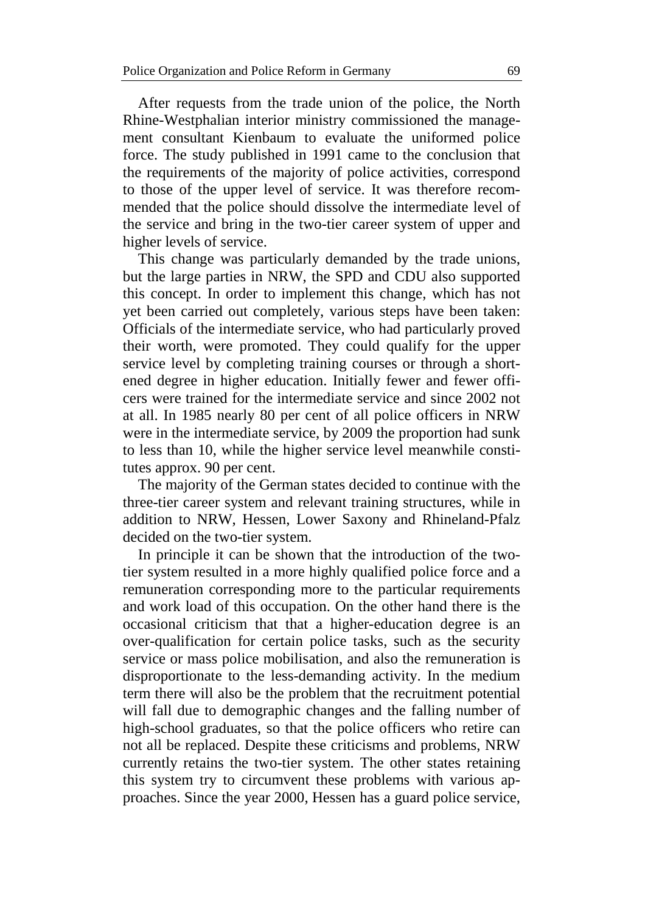After requests from the trade union of the police, the North Rhine-Westphalian interior ministry commissioned the management consultant Kienbaum to evaluate the uniformed police force. The study published in 1991 came to the conclusion that the requirements of the majority of police activities, correspond to those of the upper level of service. It was therefore recommended that the police should dissolve the intermediate level of the service and bring in the two-tier career system of upper and higher levels of service.

This change was particularly demanded by the trade unions, but the large parties in NRW, the SPD and CDU also supported this concept. In order to implement this change, which has not yet been carried out completely, various steps have been taken: Officials of the intermediate service, who had particularly proved their worth, were promoted. They could qualify for the upper service level by completing training courses or through a shortened degree in higher education. Initially fewer and fewer officers were trained for the intermediate service and since 2002 not at all. In 1985 nearly 80 per cent of all police officers in NRW were in the intermediate service, by 2009 the proportion had sunk to less than 10, while the higher service level meanwhile constitutes approx. 90 per cent.

The majority of the German states decided to continue with the three-tier career system and relevant training structures, while in addition to NRW, Hessen, Lower Saxony and Rhineland-Pfalz decided on the two-tier system.

In principle it can be shown that the introduction of the two-tier system resulted in a more highly qualified police force and a remuneration corresponding more to the particular requirements and work load of this occupation. On the other hand there is the occasional criticism that that a higher-education degree is an over-qualification for certain police tasks, such as the security service or mass police mobilisation, and also the remuneration is disproportionate to the less-demanding activity. In the medium term there will also be the problem that the recruitment potential will fall due to demographic changes and the falling number of high-school graduates, so that the police officers who retire can not all be replaced. Despite these criticisms and problems, NRW currently retains the two-tier system. The other states retaining this system try to circumvent these problems with various approaches. Since the year 2000, Hessen has a guard police service,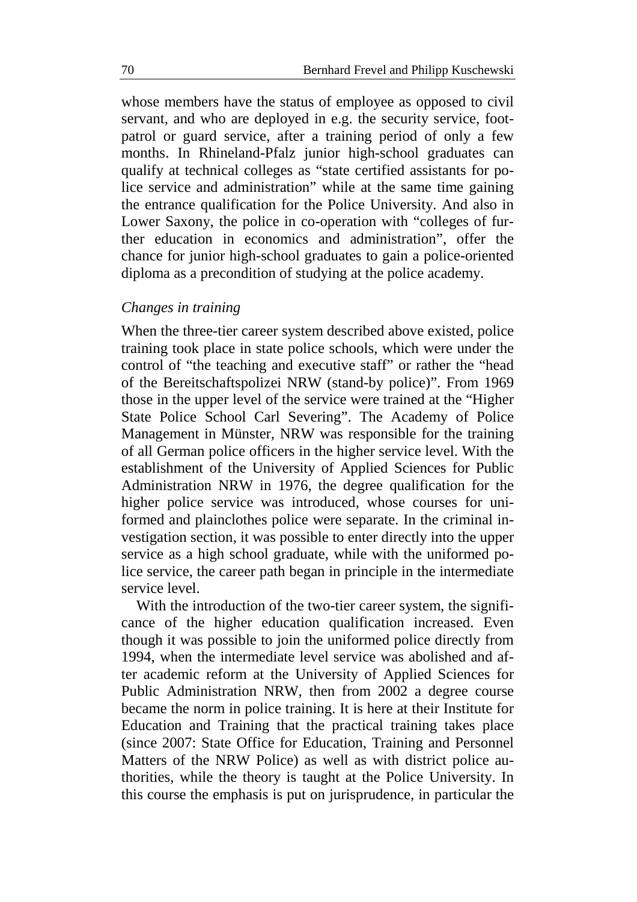whose members have the status of employee as opposed to civil servant, and who are deployed in e.g. the security service, foot-patrol or guard service, after a training period of only a few months. In Rhineland-Pfalz junior high-school graduates can qualify at technical colleges as "state certified assistants for police service and administration" while at the same time gaining the entrance qualification for the Police University. And also in Lower Saxony, the police in co-operation with "colleges of further education in economics and administration", offer the chance for junior high-school graduates to gain a police-oriented diploma as a precondition of studying at the police academy.

*Changes in training*

When the three-tier career system described above existed, police training took place in state police schools, which were under the control of "the teaching and executive staff" or rather the "head of the Bereitschaftspolizei NRW (stand-by police)". From 1969 those in the upper level of the service were trained at the "Higher State Police School Carl Severing". The Academy of Police Management in Münster, NRW was responsible for the training of all German police officers in the higher service level. With the establishment of the University of Applied Sciences for Public Administration NRW in 1976, the degree qualification for the higher police service was introduced, whose courses for uniformed and plainclothes police were separate. In the criminal investigation section, it was possible to enter directly into the upper service as a high school graduate, while with the uniformed police service, the career path began in principle in the intermediate service level.

With the introduction of the two-tier career system, the significance of the higher education qualification increased. Even though it was possible to join the uniformed police directly from 1994, when the intermediate level service was abolished and after academic reform at the University of Applied Sciences for Public Administration NRW, then from 2002 a degree course became the norm in police training. It is here at their Institute for Education and Training that the practical training takes place (since 2007: State Office for Education, Training and Personnel Matters of the NRW Police) as well as with district police authorities, while the theory is taught at the Police University. In this course the emphasis is put on jurisprudence, in particular the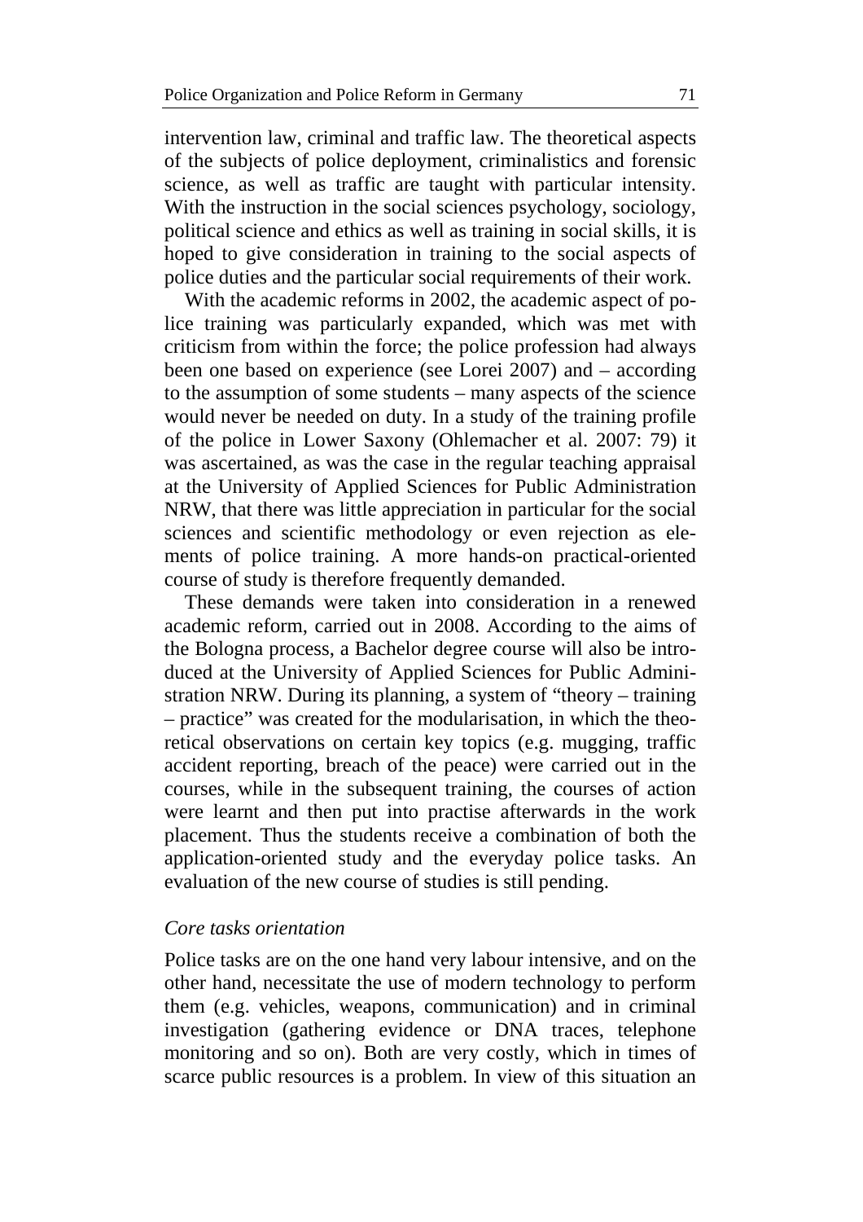intervention law, criminal and traffic law. The theoretical aspects of the subjects of police deployment, criminalistics and forensic science, as well as traffic are taught with particular intensity. With the instruction in the social sciences psychology, sociology, political science and ethics as well as training in social skills, it is hoped to give consideration in training to the social aspects of police duties and the particular social requirements of their work.

With the academic reforms in 2002, the academic aspect of police training was particularly expanded, which was met with criticism from within the force; the police profession had always been one based on experience (see Lorei 2007) and – according to the assumption of some students – many aspects of the science would never be needed on duty. In a study of the training profile of the police in Lower Saxony (Ohlemacher et al. 2007: 79) it was ascertained, as was the case in the regular teaching appraisal at the University of Applied Sciences for Public Administration NRW, that there was little appreciation in particular for the social sciences and scientific methodology or even rejection as elements of police training. A more hands-on practical-oriented course of study is therefore frequently demanded.

These demands were taken into consideration in a renewed academic reform, carried out in 2008. According to the aims of the Bologna process, a Bachelor degree course will also be introduced at the University of Applied Sciences for Public Administration NRW. During its planning, a system of "theory – training – practice" was created for the modularisation, in which the theoretical observations on certain key topics (e.g. mugging, traffic accident reporting, breach of the peace) were carried out in the courses, while in the subsequent training, the courses of action were learnt and then put into practise afterwards in the work placement. Thus the students receive a combination of both the application-oriented study and the everyday police tasks. An evaluation of the new course of studies is still pending.

### *Core tasks orientation*

Police tasks are on the one hand very labour intensive, and on the other hand, necessitate the use of modern technology to perform them (e.g. vehicles, weapons, communication) and in criminal investigation (gathering evidence or DNA traces, telephone monitoring and so on). Both are very costly, which in times of scarce public resources is a problem. In view of this situation an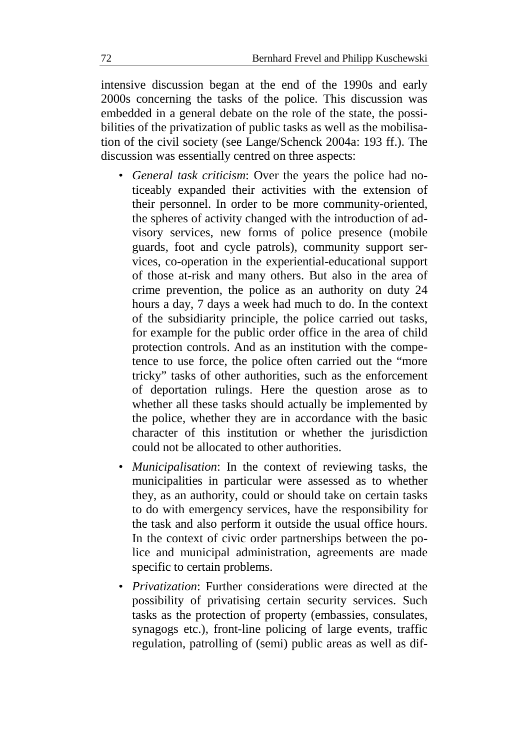intensive discussion began at the end of the 1990s and early 2000s concerning the tasks of the police. This discussion was embedded in a general debate on the role of the state, the possibilities of the privatization of public tasks as well as the mobilisation of the civil society (see Lange/Schenck 2004a: 193 ff.). The discussion was essentially centred on three aspects:

- *General task criticism*: Over the years the police had noticeably expanded their activities with the extension of their personnel. In order to be more community-oriented, the spheres of activity changed with the introduction of advisory services, new forms of police presence (mobile guards, foot and cycle patrols), community support services, co-operation in the experiential-educational support of those at-risk and many others. But also in the area of crime prevention, the police as an authority on duty 24 hours a day, 7 days a week had much to do. In the context of the subsidiarity principle, the police carried out tasks, for example for the public order office in the area of child protection controls. And as an institution with the competence to use force, the police often carried out the "more tricky" tasks of other authorities, such as the enforcement of deportation rulings. Here the question arose as to whether all these tasks should actually be implemented by the police, whether they are in accordance with the basic character of this institution or whether the jurisdiction could not be allocated to other authorities.
- *Municipalisation*: In the context of reviewing tasks, the municipalities in particular were assessed as to whether they, as an authority, could or should take on certain tasks to do with emergency services, have the responsibility for the task and also perform it outside the usual office hours. In the context of civic order partnerships between the police and municipal administration, agreements are made specific to certain problems.
- *Privatization*: Further considerations were directed at the possibility of privatising certain security services. Such tasks as the protection of property (embassies, consulates, synagogs etc.), front-line policing of large events, traffic regulation, patrolling of (semi) public areas as well as dif-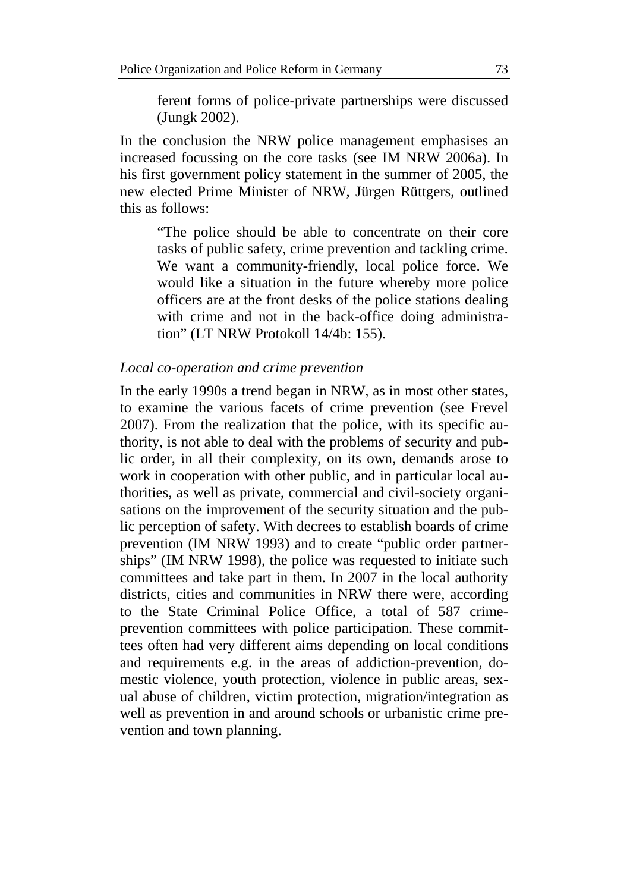ferent forms of police-private partnerships were discussed (Jungk 2002).

In the conclusion the NRW police management emphasises an increased focussing on the core tasks (see IM NRW 2006a). In his first government policy statement in the summer of 2005, the new elected Prime Minister of NRW, Jürgen Rüttgers, outlined this as follows:

> "The police should be able to concentrate on their core tasks of public safety, crime prevention and tackling crime. We want a community-friendly, local police force. We would like a situation in the future whereby more police officers are at the front desks of the police stations dealing with crime and not in the back-office doing administration" (LT NRW Protokoll 14/4b: 155).

*Local co-operation and crime prevention*

In the early 1990s a trend began in NRW, as in most other states, to examine the various facets of crime prevention (see Frevel 2007). From the realization that the police, with its specific authority, is not able to deal with the problems of security and public order, in all their complexity, on its own, demands arose to work in cooperation with other public, and in particular local authorities, as well as private, commercial and civil-society organisations on the improvement of the security situation and the public perception of safety. With decrees to establish boards of crime prevention (IM NRW 1993) and to create "public order partnerships" (IM NRW 1998), the police was requested to initiate such committees and take part in them. In 2007 in the local authority districts, cities and communities in NRW there were, according to the State Criminal Police Office, a total of 587 crime-prevention committees with police participation. These committees often had very different aims depending on local conditions and requirements e.g. in the areas of addiction-prevention, domestic violence, youth protection, violence in public areas, sexual abuse of children, victim protection, migration/integration as well as prevention in and around schools or urbanistic crime prevention and town planning.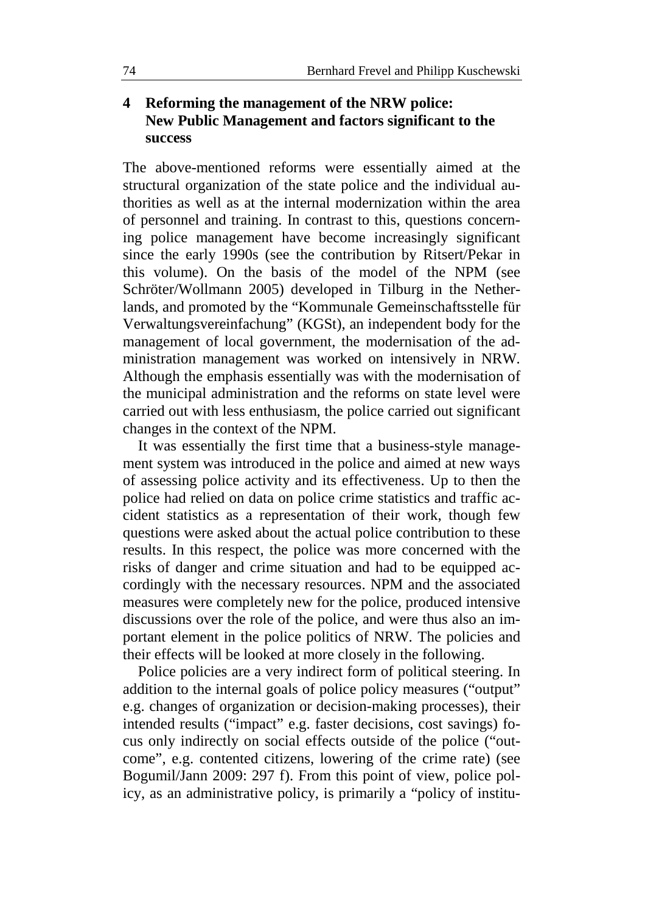## 4 Reforming the management of the NRW police: New Public Management and factors significant to the success

The above-mentioned reforms were essentially aimed at the structural organization of the state police and the individual authorities as well as at the internal modernization within the area of personnel and training. In contrast to this, questions concerning police management have become increasingly significant since the early 1990s (see the contribution by Ritsert/Pekar in this volume). On the basis of the model of the NPM (see Schröter/Wollmann 2005) developed in Tilburg in the Netherlands, and promoted by the "Kommunale Gemeinschaftsstelle für Verwaltungsvereinfachung" (KGSt), an independent body for the management of local government, the modernisation of the administration management was worked on intensively in NRW. Although the emphasis essentially was with the modernisation of the municipal administration and the reforms on state level were carried out with less enthusiasm, the police carried out significant changes in the context of the NPM.

It was essentially the first time that a business-style management system was introduced in the police and aimed at new ways of assessing police activity and its effectiveness. Up to then the police had relied on data on police crime statistics and traffic accident statistics as a representation of their work, though few questions were asked about the actual police contribution to these results. In this respect, the police was more concerned with the risks of danger and crime situation and had to be equipped accordingly with the necessary resources. NPM and the associated measures were completely new for the police, produced intensive discussions over the role of the police, and were thus also an important element in the police politics of NRW. The policies and their effects will be looked at more closely in the following.

Police policies are a very indirect form of political steering. In addition to the internal goals of police policy measures ("output" e.g. changes of organization or decision-making processes), their intended results ("impact" e.g. faster decisions, cost savings) focus only indirectly on social effects outside of the police ("outcome", e.g. contented citizens, lowering of the crime rate) (see Bogumil/Jann 2009: 297 f). From this point of view, police policy, as an administrative policy, is primarily a "policy of institu-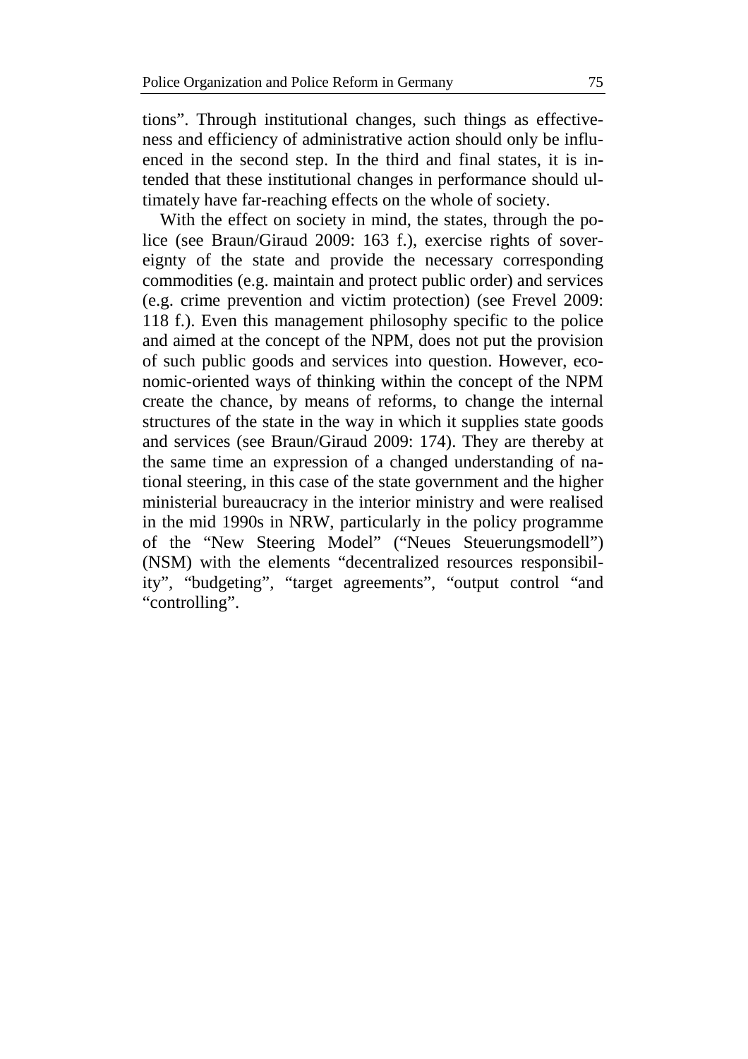tions". Through institutional changes, such things as effectiveness and efficiency of administrative action should only be influenced in the second step. In the third and final states, it is intended that these institutional changes in performance should ultimately have far-reaching effects on the whole of society.

With the effect on society in mind, the states, through the police (see Braun/Giraud 2009: 163 f.), exercise rights of sovereignty of the state and provide the necessary corresponding commodities (e.g. maintain and protect public order) and services (e.g. crime prevention and victim protection) (see Frevel 2009: 118 f.). Even this management philosophy specific to the police and aimed at the concept of the NPM, does not put the provision of such public goods and services into question. However, economic-oriented ways of thinking within the concept of the NPM create the chance, by means of reforms, to change the internal structures of the state in the way in which it supplies state goods and services (see Braun/Giraud 2009: 174). They are thereby at the same time an expression of a changed understanding of national steering, in this case of the state government and the higher ministerial bureaucracy in the interior ministry and were realised in the mid 1990s in NRW, particularly in the policy programme of the "New Steering Model" ("Neues Steuerungsmodell") (NSM) with the elements "decentralized resources responsibility", "budgeting", "target agreements", "output control "and "controlling".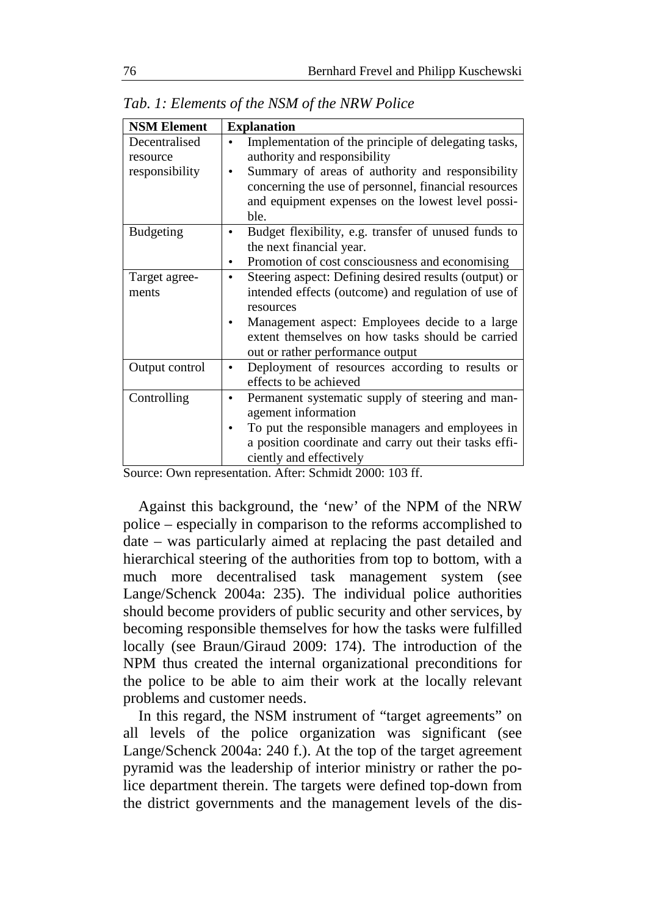*Tab. 1: Elements of the NSM of the NRW Police*

| NSM Element | Explanation |
|---|---|
| Decentralised resource responsibility | • Implementation of the principle of delegating tasks, authority and responsibility<br>• Summary of areas of authority and responsibility concerning the use of personnel, financial resources and equipment expenses on the lowest level possible. |
| Budgeting | • Budget flexibility, e.g. transfer of unused funds to the next financial year.<br>• Promotion of cost consciousness and economising |
| Target agreements | • Steering aspect: Defining desired results (output) or intended effects (outcome) and regulation of use of resources<br>• Management aspect: Employees decide to a large extent themselves on how tasks should be carried out or rather performance output |
| Output control | • Deployment of resources according to results or effects to be achieved |
| Controlling | • Permanent systematic supply of steering and management information<br>• To put the responsible managers and employees in a position coordinate and carry out their tasks efficiently and effectively |

Source: Own representation. After: Schmidt 2000: 103 ff.

Against this background, the 'new' of the NPM of the NRW police – especially in comparison to the reforms accomplished to date – was particularly aimed at replacing the past detailed and hierarchical steering of the authorities from top to bottom, with a much more decentralised task management system (see Lange/Schenck 2004a: 235). The individual police authorities should become providers of public security and other services, by becoming responsible themselves for how the tasks were fulfilled locally (see Braun/Giraud 2009: 174). The introduction of the NPM thus created the internal organizational preconditions for the police to be able to aim their work at the locally relevant problems and customer needs.

In this regard, the NSM instrument of "target agreements" on all levels of the police organization was significant (see Lange/Schenck 2004a: 240 f.). At the top of the target agreement pyramid was the leadership of interior ministry or rather the police department therein. The targets were defined top-down from the district governments and the management levels of the dis-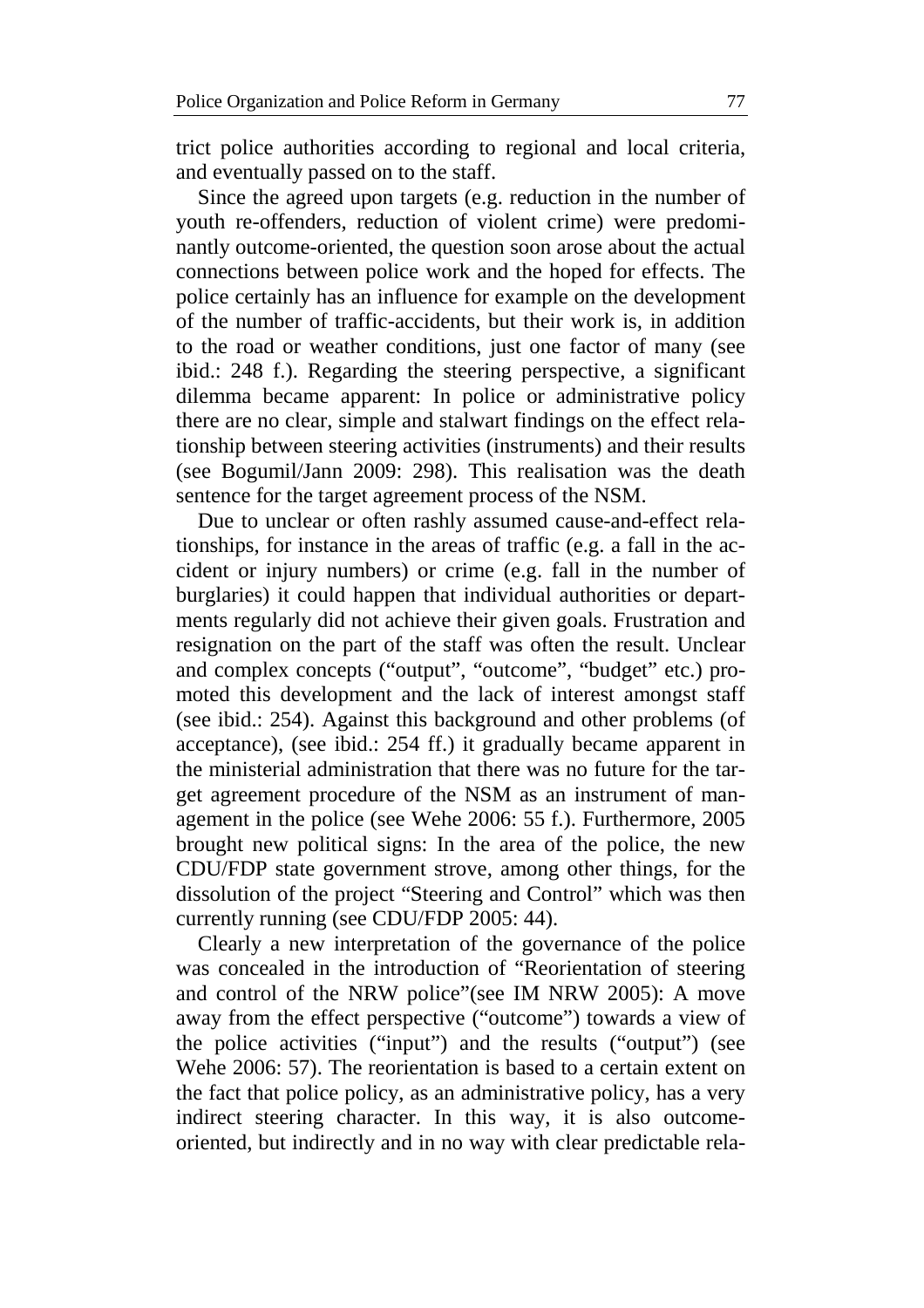trict police authorities according to regional and local criteria, and eventually passed on to the staff.

Since the agreed upon targets (e.g. reduction in the number of youth re-offenders, reduction of violent crime) were predominantly outcome-oriented, the question soon arose about the actual connections between police work and the hoped for effects. The police certainly has an influence for example on the development of the number of traffic-accidents, but their work is, in addition to the road or weather conditions, just one factor of many (see ibid.: 248 f.). Regarding the steering perspective, a significant dilemma became apparent: In police or administrative policy there are no clear, simple and stalwart findings on the effect relationship between steering activities (instruments) and their results (see Bogumil/Jann 2009: 298). This realisation was the death sentence for the target agreement process of the NSM.

Due to unclear or often rashly assumed cause-and-effect relationships, for instance in the areas of traffic (e.g. a fall in the accident or injury numbers) or crime (e.g. fall in the number of burglaries) it could happen that individual authorities or departments regularly did not achieve their given goals. Frustration and resignation on the part of the staff was often the result. Unclear and complex concepts ("output", "outcome", "budget" etc.) promoted this development and the lack of interest amongst staff (see ibid.: 254). Against this background and other problems (of acceptance), (see ibid.: 254 ff.) it gradually became apparent in the ministerial administration that there was no future for the target agreement procedure of the NSM as an instrument of management in the police (see Wehe 2006: 55 f.). Furthermore, 2005 brought new political signs: In the area of the police, the new CDU/FDP state government strove, among other things, for the dissolution of the project "Steering and Control" which was then currently running (see CDU/FDP 2005: 44).

Clearly a new interpretation of the governance of the police was concealed in the introduction of "Reorientation of steering and control of the NRW police"(see IM NRW 2005): A move away from the effect perspective ("outcome") towards a view of the police activities ("input") and the results ("output") (see Wehe 2006: 57). The reorientation is based to a certain extent on the fact that police policy, as an administrative policy, has a very indirect steering character. In this way, it is also outcome-oriented, but indirectly and in no way with clear predictable rela-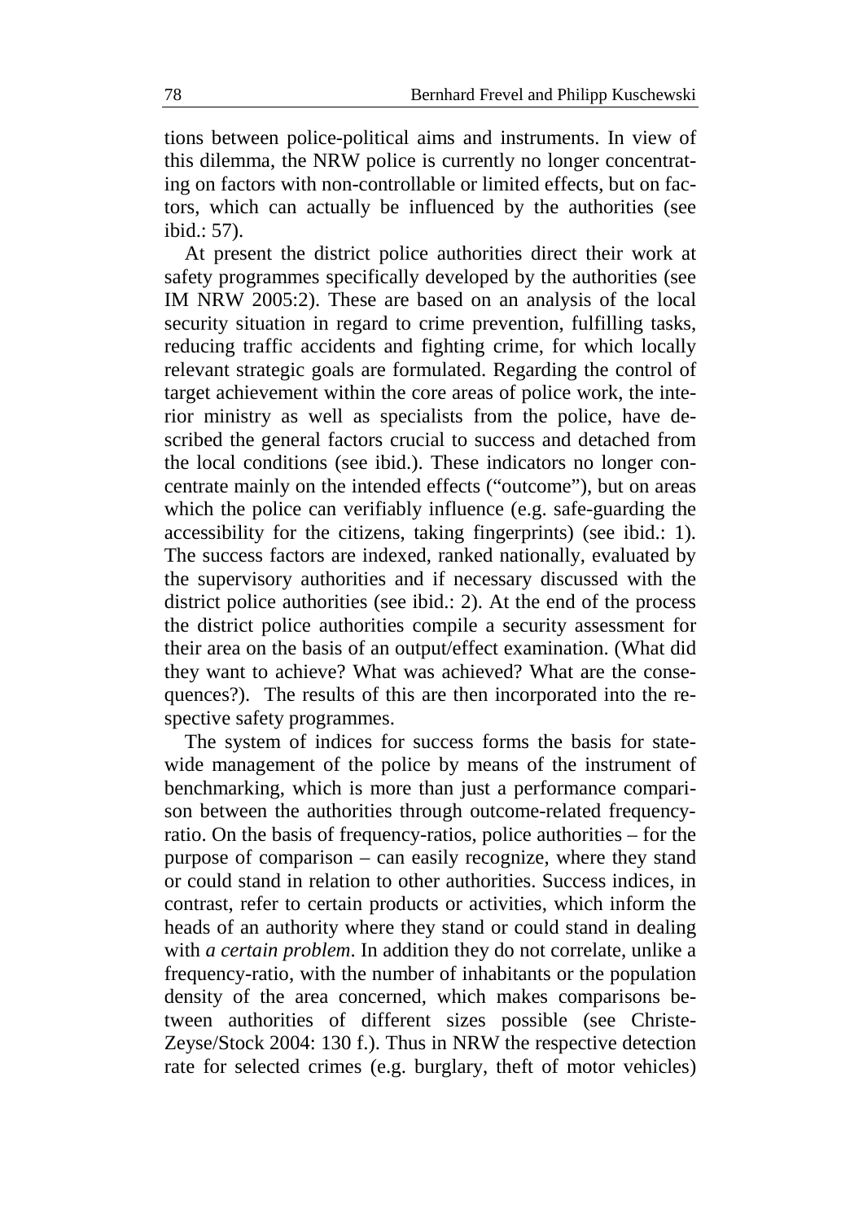tions between police-political aims and instruments. In view of this dilemma, the NRW police is currently no longer concentrating on factors with non-controllable or limited effects, but on factors, which can actually be influenced by the authorities (see ibid.: 57).

At present the district police authorities direct their work at safety programmes specifically developed by the authorities (see IM NRW 2005:2). These are based on an analysis of the local security situation in regard to crime prevention, fulfilling tasks, reducing traffic accidents and fighting crime, for which locally relevant strategic goals are formulated. Regarding the control of target achievement within the core areas of police work, the interior ministry as well as specialists from the police, have described the general factors crucial to success and detached from the local conditions (see ibid.). These indicators no longer concentrate mainly on the intended effects ("outcome"), but on areas which the police can verifiably influence (e.g. safe-guarding the accessibility for the citizens, taking fingerprints) (see ibid.: 1). The success factors are indexed, ranked nationally, evaluated by the supervisory authorities and if necessary discussed with the district police authorities (see ibid.: 2). At the end of the process the district police authorities compile a security assessment for their area on the basis of an output/effect examination. (What did they want to achieve? What was achieved? What are the consequences?). The results of this are then incorporated into the respective safety programmes.

The system of indices for success forms the basis for statewide management of the police by means of the instrument of benchmarking, which is more than just a performance comparison between the authorities through outcome-related frequency-ratio. On the basis of frequency-ratios, police authorities – for the purpose of comparison – can easily recognize, where they stand or could stand in relation to other authorities. Success indices, in contrast, refer to certain products or activities, which inform the heads of an authority where they stand or could stand in dealing with *a certain problem*. In addition they do not correlate, unlike a frequency-ratio, with the number of inhabitants or the population density of the area concerned, which makes comparisons between authorities of different sizes possible (see Christe-Zeyse/Stock 2004: 130 f.). Thus in NRW the respective detection rate for selected crimes (e.g. burglary, theft of motor vehicles)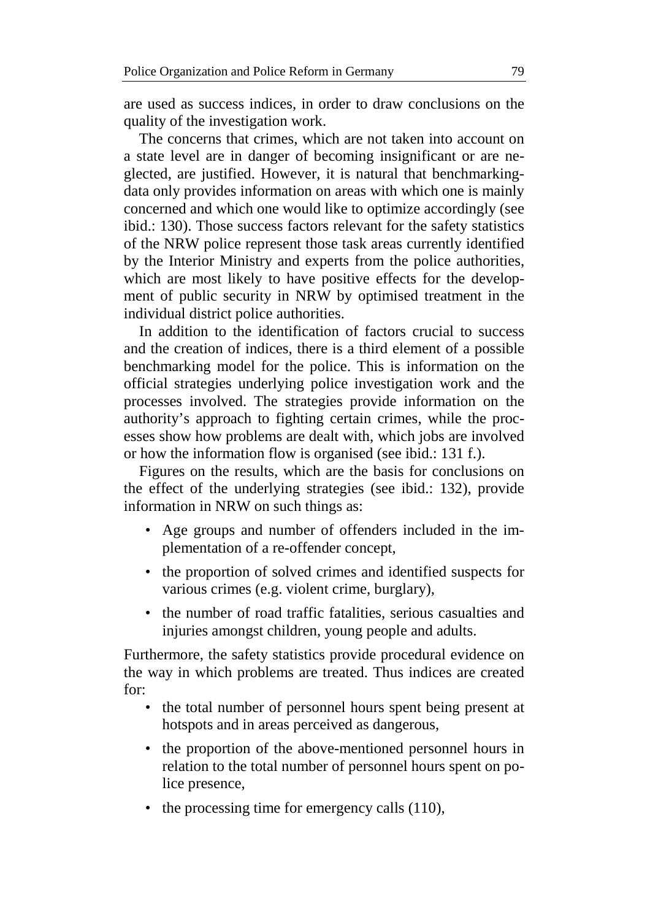are used as success indices, in order to draw conclusions on the quality of the investigation work.

The concerns that crimes, which are not taken into account on a state level are in danger of becoming insignificant or are neglected, are justified. However, it is natural that benchmarking-data only provides information on areas with which one is mainly concerned and which one would like to optimize accordingly (see ibid.: 130). Those success factors relevant for the safety statistics of the NRW police represent those task areas currently identified by the Interior Ministry and experts from the police authorities, which are most likely to have positive effects for the development of public security in NRW by optimised treatment in the individual district police authorities.

In addition to the identification of factors crucial to success and the creation of indices, there is a third element of a possible benchmarking model for the police. This is information on the official strategies underlying police investigation work and the processes involved. The strategies provide information on the authority's approach to fighting certain crimes, while the processes show how problems are dealt with, which jobs are involved or how the information flow is organised (see ibid.: 131 f.).

Figures on the results, which are the basis for conclusions on the effect of the underlying strategies (see ibid.: 132), provide information in NRW on such things as:

- Age groups and number of offenders included in the implementation of a re-offender concept,
- the proportion of solved crimes and identified suspects for various crimes (e.g. violent crime, burglary),
- the number of road traffic fatalities, serious casualties and injuries amongst children, young people and adults.

Furthermore, the safety statistics provide procedural evidence on the way in which problems are treated. Thus indices are created for:

- the total number of personnel hours spent being present at hotspots and in areas perceived as dangerous,
- the proportion of the above-mentioned personnel hours in relation to the total number of personnel hours spent on police presence,
- the processing time for emergency calls (110),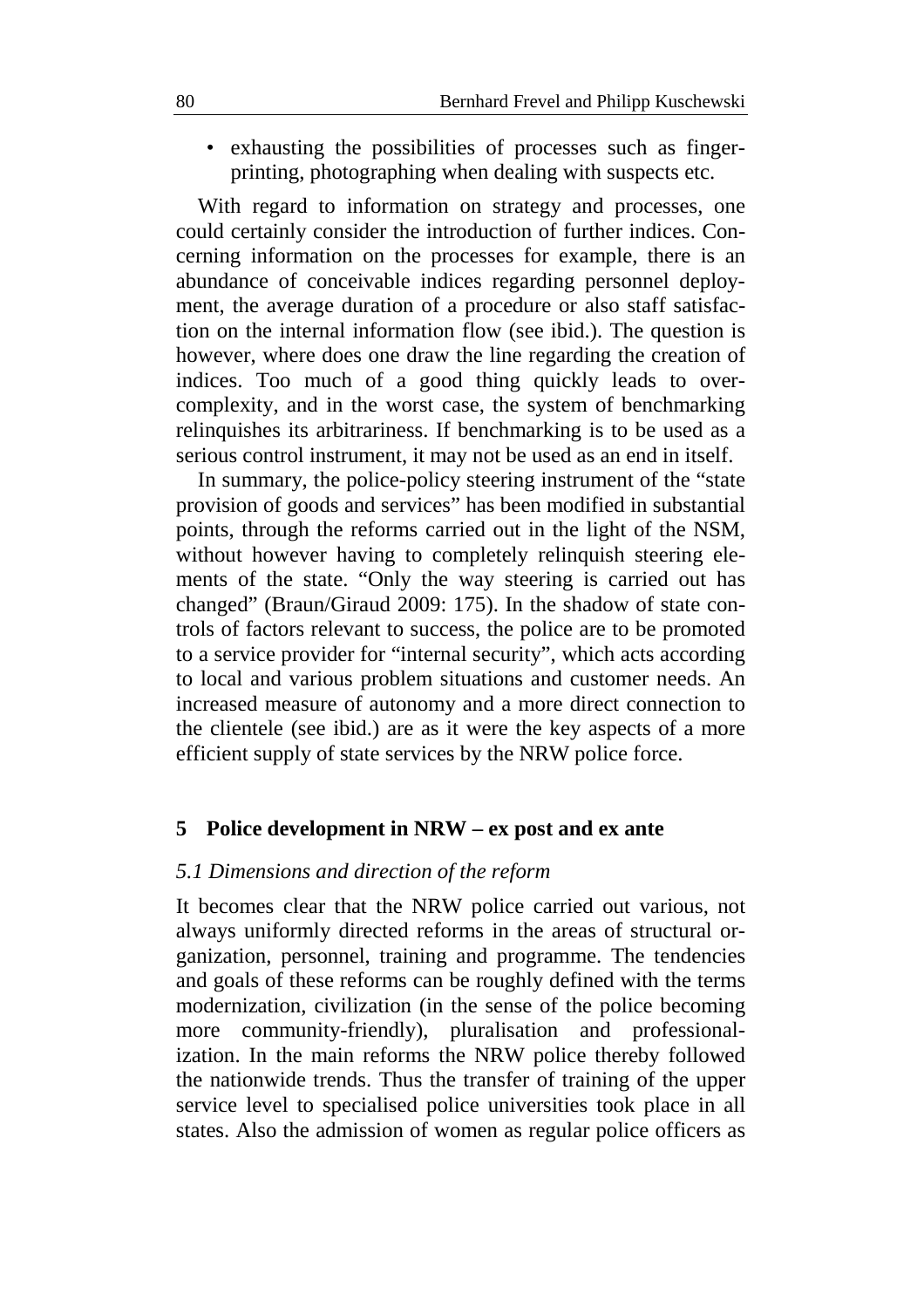- exhausting the possibilities of processes such as fingerprinting, photographing when dealing with suspects etc.

With regard to information on strategy and processes, one could certainly consider the introduction of further indices. Concerning information on the processes for example, there is an abundance of conceivable indices regarding personnel deployment, the average duration of a procedure or also staff satisfaction on the internal information flow (see ibid.). The question is however, where does one draw the line regarding the creation of indices. Too much of a good thing quickly leads to overcomplexity, and in the worst case, the system of benchmarking relinquishes its arbitrariness. If benchmarking is to be used as a serious control instrument, it may not be used as an end in itself.

In summary, the police-policy steering instrument of the "state provision of goods and services" has been modified in substantial points, through the reforms carried out in the light of the NSM, without however having to completely relinquish steering elements of the state. "Only the way steering is carried out has changed" (Braun/Giraud 2009: 175). In the shadow of state controls of factors relevant to success, the police are to be promoted to a service provider for "internal security", which acts according to local and various problem situations and customer needs. An increased measure of autonomy and a more direct connection to the clientele (see ibid.) are as it were the key aspects of a more efficient supply of state services by the NRW police force.

## 5 Police development in NRW – ex post and ex ante

### *5.1 Dimensions and direction of the reform*

It becomes clear that the NRW police carried out various, not always uniformly directed reforms in the areas of structural organization, personnel, training and programme. The tendencies and goals of these reforms can be roughly defined with the terms modernization, civilization (in the sense of the police becoming more community-friendly), pluralisation and professionalization. In the main reforms the NRW police thereby followed the nationwide trends. Thus the transfer of training of the upper service level to specialised police universities took place in all states. Also the admission of women as regular police officers as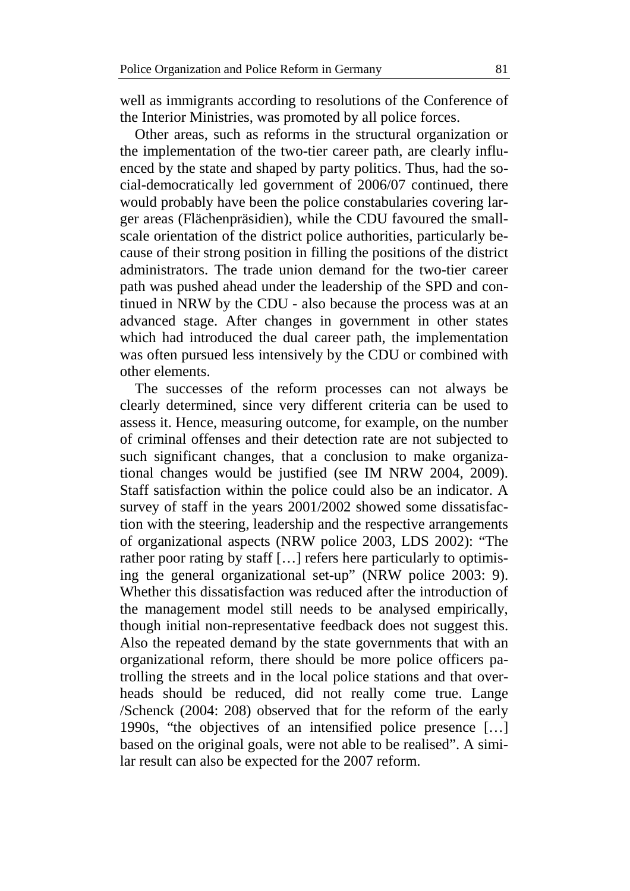well as immigrants according to resolutions of the Conference of the Interior Ministries, was promoted by all police forces.

Other areas, such as reforms in the structural organization or the implementation of the two-tier career path, are clearly influenced by the state and shaped by party politics. Thus, had the social-democratically led government of 2006/07 continued, there would probably have been the police constabularies covering larger areas (Flächenpräsidien), while the CDU favoured the small-scale orientation of the district police authorities, particularly because of their strong position in filling the positions of the district administrators. The trade union demand for the two-tier career path was pushed ahead under the leadership of the SPD and continued in NRW by the CDU - also because the process was at an advanced stage. After changes in government in other states which had introduced the dual career path, the implementation was often pursued less intensively by the CDU or combined with other elements.

The successes of the reform processes can not always be clearly determined, since very different criteria can be used to assess it. Hence, measuring outcome, for example, on the number of criminal offenses and their detection rate are not subjected to such significant changes, that a conclusion to make organizational changes would be justified (see IM NRW 2004, 2009). Staff satisfaction within the police could also be an indicator. A survey of staff in the years 2001/2002 showed some dissatisfaction with the steering, leadership and the respective arrangements of organizational aspects (NRW police 2003, LDS 2002): "The rather poor rating by staff […] refers here particularly to optimising the general organizational set-up" (NRW police 2003: 9). Whether this dissatisfaction was reduced after the introduction of the management model still needs to be analysed empirically, though initial non-representative feedback does not suggest this. Also the repeated demand by the state governments that with an organizational reform, there should be more police officers patrolling the streets and in the local police stations and that overheads should be reduced, did not really come true. Lange /Schenck (2004: 208) observed that for the reform of the early 1990s, "the objectives of an intensified police presence […] based on the original goals, were not able to be realised". A similar result can also be expected for the 2007 reform.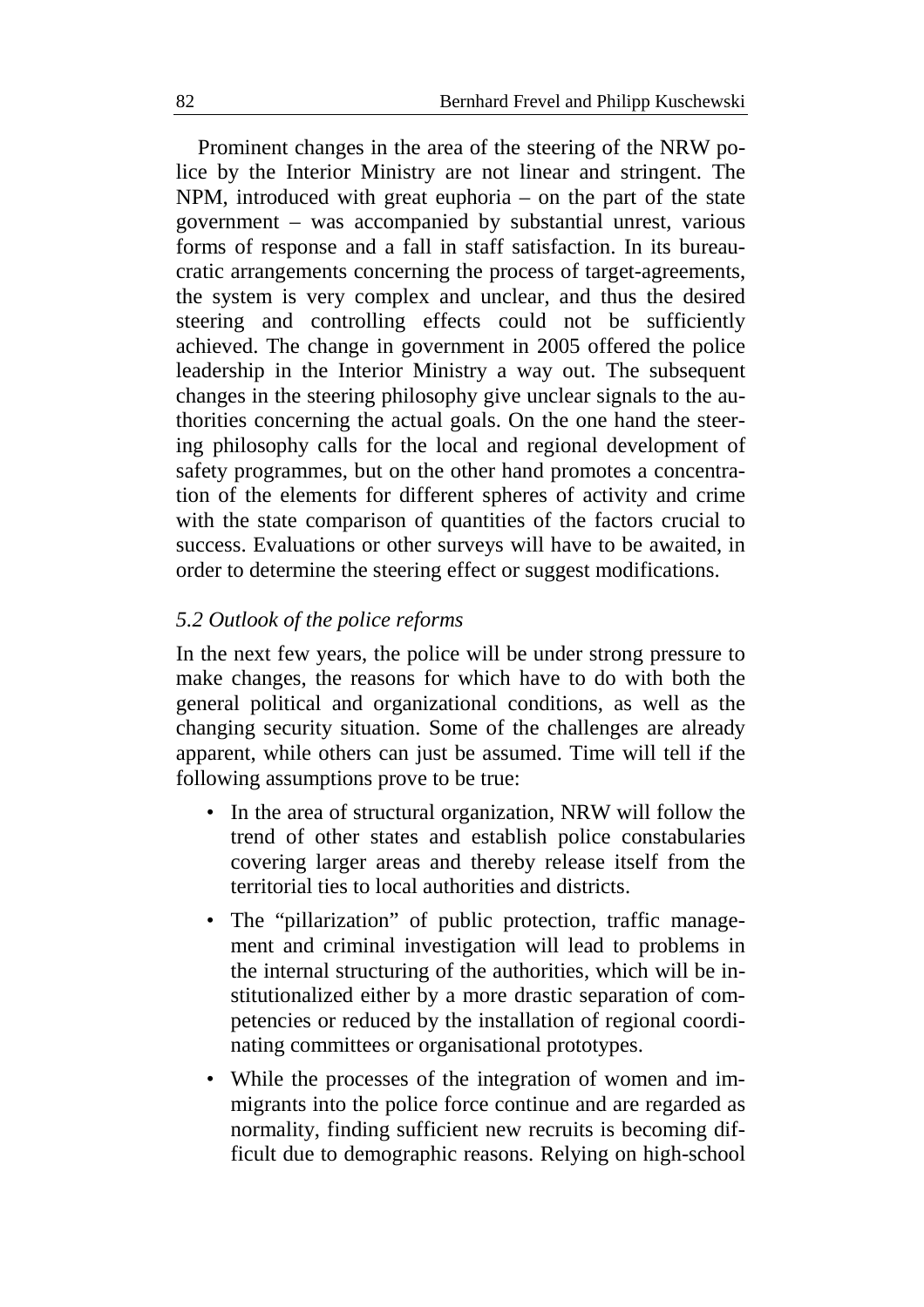Prominent changes in the area of the steering of the NRW police by the Interior Ministry are not linear and stringent. The NPM, introduced with great euphoria – on the part of the state government – was accompanied by substantial unrest, various forms of response and a fall in staff satisfaction. In its bureaucratic arrangements concerning the process of target-agreements, the system is very complex and unclear, and thus the desired steering and controlling effects could not be sufficiently achieved. The change in government in 2005 offered the police leadership in the Interior Ministry a way out. The subsequent changes in the steering philosophy give unclear signals to the authorities concerning the actual goals. On the one hand the steering philosophy calls for the local and regional development of safety programmes, but on the other hand promotes a concentration of the elements for different spheres of activity and crime with the state comparison of quantities of the factors crucial to success. Evaluations or other surveys will have to be awaited, in order to determine the steering effect or suggest modifications.

### *5.2 Outlook of the police reforms*

In the next few years, the police will be under strong pressure to make changes, the reasons for which have to do with both the general political and organizational conditions, as well as the changing security situation. Some of the challenges are already apparent, while others can just be assumed. Time will tell if the following assumptions prove to be true:

- In the area of structural organization, NRW will follow the trend of other states and establish police constabularies covering larger areas and thereby release itself from the territorial ties to local authorities and districts.
- The "pillarization" of public protection, traffic management and criminal investigation will lead to problems in the internal structuring of the authorities, which will be institutionalized either by a more drastic separation of competencies or reduced by the installation of regional coordinating committees or organisational prototypes.
- While the processes of the integration of women and immigrants into the police force continue and are regarded as normality, finding sufficient new recruits is becoming difficult due to demographic reasons. Relying on high-school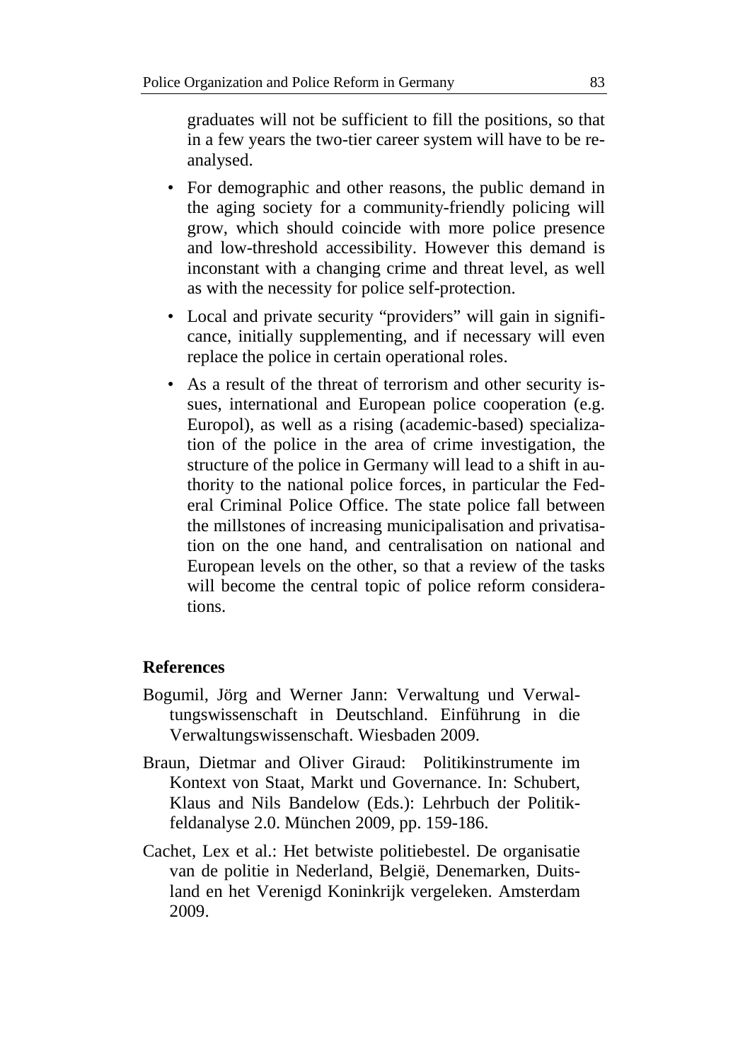graduates will not be sufficient to fill the positions, so that in a few years the two-tier career system will have to be re-analysed.

- For demographic and other reasons, the public demand in the aging society for a community-friendly policing will grow, which should coincide with more police presence and low-threshold accessibility. However this demand is inconstant with a changing crime and threat level, as well as with the necessity for police self-protection.
- Local and private security "providers" will gain in significance, initially supplementing, and if necessary will even replace the police in certain operational roles.
- As a result of the threat of terrorism and other security issues, international and European police cooperation (e.g. Europol), as well as a rising (academic-based) specialization of the police in the area of crime investigation, the structure of the police in Germany will lead to a shift in authority to the national police forces, in particular the Federal Criminal Police Office. The state police fall between the millstones of increasing municipalisation and privatisation on the one hand, and centralisation on national and European levels on the other, so that a review of the tasks will become the central topic of police reform considerations.

## References

Bogumil, Jörg and Werner Jann: Verwaltung und Verwaltungswissenschaft in Deutschland. Einführung in die Verwaltungswissenschaft. Wiesbaden 2009.

Braun, Dietmar and Oliver Giraud: Politikinstrumente im Kontext von Staat, Markt und Governance. In: Schubert, Klaus and Nils Bandelow (Eds.): Lehrbuch der Politikfeldanalyse 2.0. München 2009, pp. 159-186.

Cachet, Lex et al.: Het betwiste politiebestel. De organisatie van de politie in Nederland, België, Denemarken, Duitsland en het Verenigd Koninkrijk vergeleken. Amsterdam 2009.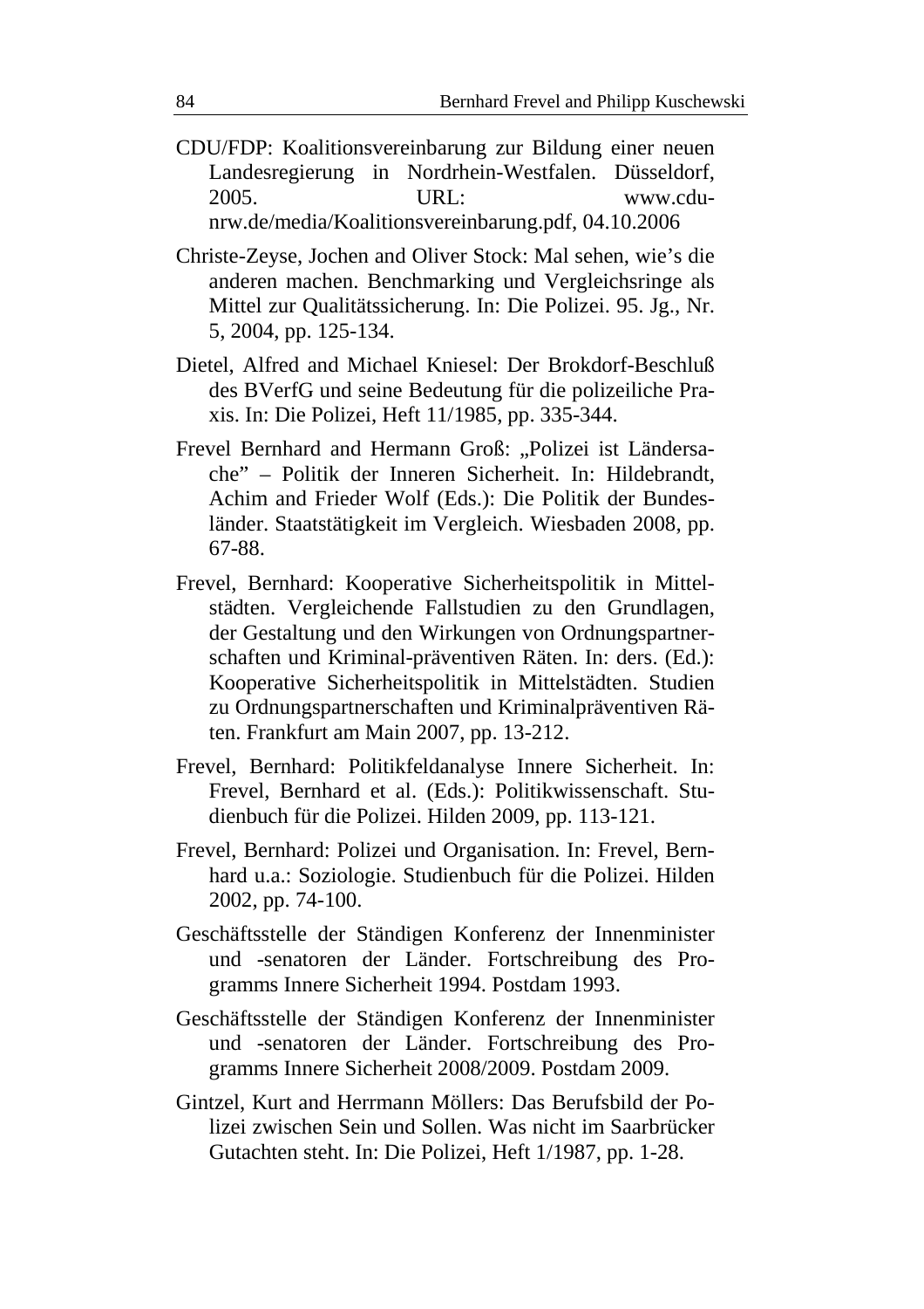CDU/FDP: Koalitionsvereinbarung zur Bildung einer neuen Landesregierung in Nordrhein-Westfalen. Düsseldorf, 2005. URL: www.cdu-nrw.de/media/Koalitionsvereinbarung.pdf, 04.10.2006

Christe-Zeyse, Jochen and Oliver Stock: Mal sehen, wie's die anderen machen. Benchmarking und Vergleichsringe als Mittel zur Qualitätssicherung. In: Die Polizei. 95. Jg., Nr. 5, 2004, pp. 125-134.

Dietel, Alfred and Michael Kniesel: Der Brokdorf-Beschluß des BVerfG und seine Bedeutung für die polizeiliche Praxis. In: Die Polizei, Heft 11/1985, pp. 335-344.

Frevel Bernhard and Hermann Groß: „Polizei ist Ländersache" – Politik der Inneren Sicherheit. In: Hildebrandt, Achim and Frieder Wolf (Eds.): Die Politik der Bundesländer. Staatstätigkeit im Vergleich. Wiesbaden 2008, pp. 67-88.

Frevel, Bernhard: Kooperative Sicherheitspolitik in Mittelstädten. Vergleichende Fallstudien zu den Grundlagen, der Gestaltung und den Wirkungen von Ordnungspartnerschaften und Kriminal-präventiven Räten. In: ders. (Ed.): Kooperative Sicherheitspolitik in Mittelstädten. Studien zu Ordnungspartnerschaften und Kriminalpräventiven Räten. Frankfurt am Main 2007, pp. 13-212.

Frevel, Bernhard: Politikfeldanalyse Innere Sicherheit. In: Frevel, Bernhard et al. (Eds.): Politikwissenschaft. Studienbuch für die Polizei. Hilden 2009, pp. 113-121.

Frevel, Bernhard: Polizei und Organisation. In: Frevel, Bernhard u.a.: Soziologie. Studienbuch für die Polizei. Hilden 2002, pp. 74-100.

Geschäftsstelle der Ständigen Konferenz der Innenminister und -senatoren der Länder. Fortschreibung des Programms Innere Sicherheit 1994. Postdam 1993.

Geschäftsstelle der Ständigen Konferenz der Innenminister und -senatoren der Länder. Fortschreibung des Programms Innere Sicherheit 2008/2009. Postdam 2009.

Gintzel, Kurt and Herrmann Möllers: Das Berufsbild der Polizei zwischen Sein und Sollen. Was nicht im Saarbrücker Gutachten steht. In: Die Polizei, Heft 1/1987, pp. 1-28.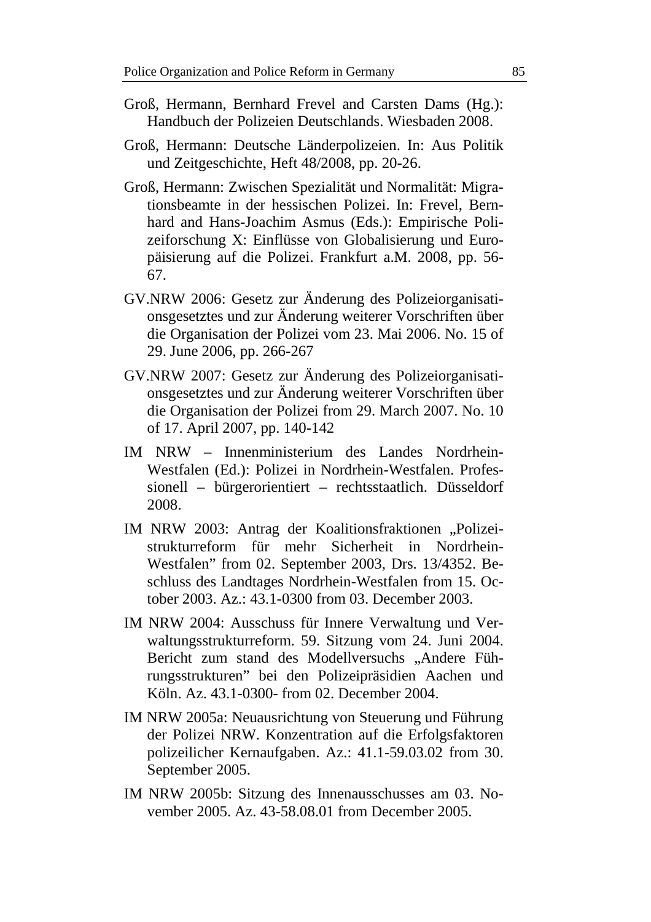Groß, Hermann, Bernhard Frevel and Carsten Dams (Hg.): Handbuch der Polizeien Deutschlands. Wiesbaden 2008.

Groß, Hermann: Deutsche Länderpolizeien. In: Aus Politik und Zeitgeschichte, Heft 48/2008, pp. 20-26.

Groß, Hermann: Zwischen Spezialität und Normalität: Migrationsbeamte in der hessischen Polizei. In: Frevel, Bernhard and Hans-Joachim Asmus (Eds.): Empirische Polizeiforschung X: Einflüsse von Globalisierung und Europäisierung auf die Polizei. Frankfurt a.M. 2008, pp. 56-67.

GV.NRW 2006: Gesetz zur Änderung des Polizeiorganisationsgesetztes und zur Änderung weiterer Vorschriften über die Organisation der Polizei vom 23. Mai 2006. No. 15 of 29. June 2006, pp. 266-267

GV.NRW 2007: Gesetz zur Änderung des Polizeiorganisationsgesetztes und zur Änderung weiterer Vorschriften über die Organisation der Polizei from 29. March 2007. No. 10 of 17. April 2007, pp. 140-142

IM NRW – Innenministerium des Landes Nordrhein-Westfalen (Ed.): Polizei in Nordrhein-Westfalen. Professionell – bürgerorientiert – rechtsstaatlich. Düsseldorf 2008.

IM NRW 2003: Antrag der Koalitionsfraktionen „Polizeistrukturreform für mehr Sicherheit in Nordrhein-Westfalen" from 02. September 2003, Drs. 13/4352. Beschluss des Landtages Nordrhein-Westfalen from 15. October 2003. Az.: 43.1-0300 from 03. December 2003.

IM NRW 2004: Ausschuss für Innere Verwaltung und Verwaltungsstrukturreform. 59. Sitzung vom 24. Juni 2004. Bericht zum stand des Modellversuchs „Andere Führungsstrukturen" bei den Polizeipräsidien Aachen und Köln. Az. 43.1-0300- from 02. December 2004.

IM NRW 2005a: Neuausrichtung von Steuerung und Führung der Polizei NRW. Konzentration auf die Erfolgsfaktoren polizeilicher Kernaufgaben. Az.: 41.1-59.03.02 from 30. September 2005.

IM NRW 2005b: Sitzung des Innenausschusses am 03. November 2005. Az. 43-58.08.01 from December 2005.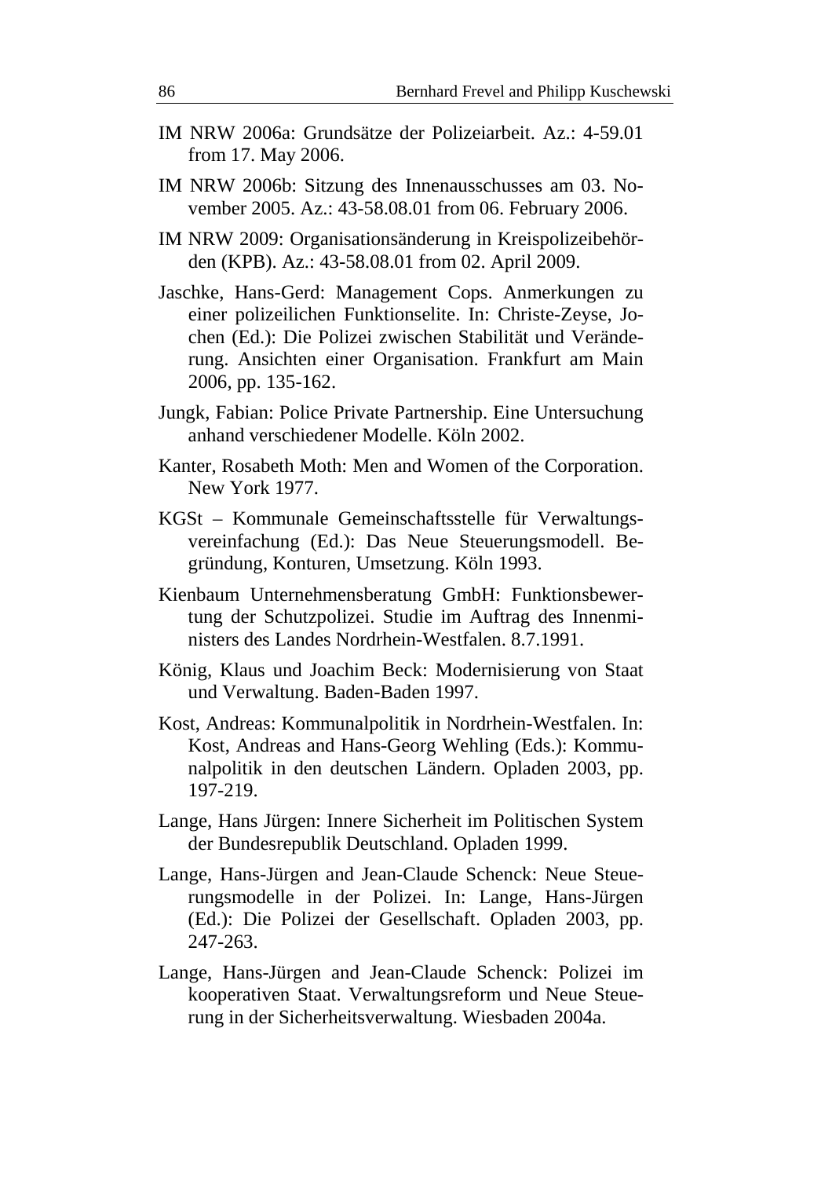IM NRW 2006a: Grundsätze der Polizeiarbeit. Az.: 4-59.01 from 17. May 2006.

IM NRW 2006b: Sitzung des Innenausschusses am 03. November 2005. Az.: 43-58.08.01 from 06. February 2006.

IM NRW 2009: Organisationsänderung in Kreispolizeibehörden (KPB). Az.: 43-58.08.01 from 02. April 2009.

Jaschke, Hans-Gerd: Management Cops. Anmerkungen zu einer polizeilichen Funktionselite. In: Christe-Zeyse, Jochen (Ed.): Die Polizei zwischen Stabilität und Veränderung. Ansichten einer Organisation. Frankfurt am Main 2006, pp. 135-162.

Jungk, Fabian: Police Private Partnership. Eine Untersuchung anhand verschiedener Modelle. Köln 2002.

Kanter, Rosabeth Moth: Men and Women of the Corporation. New York 1977.

KGSt – Kommunale Gemeinschaftsstelle für Verwaltungsvereinfachung (Ed.): Das Neue Steuerungsmodell. Begründung, Konturen, Umsetzung. Köln 1993.

Kienbaum Unternehmensberatung GmbH: Funktionsbewertung der Schutzpolizei. Studie im Auftrag des Innenministers des Landes Nordrhein-Westfalen. 8.7.1991.

König, Klaus und Joachim Beck: Modernisierung von Staat und Verwaltung. Baden-Baden 1997.

Kost, Andreas: Kommunalpolitik in Nordrhein-Westfalen. In: Kost, Andreas and Hans-Georg Wehling (Eds.): Kommunalpolitik in den deutschen Ländern. Opladen 2003, pp. 197-219.

Lange, Hans Jürgen: Innere Sicherheit im Politischen System der Bundesrepublik Deutschland. Opladen 1999.

Lange, Hans-Jürgen and Jean-Claude Schenck: Neue Steuerungsmodelle in der Polizei. In: Lange, Hans-Jürgen (Ed.): Die Polizei der Gesellschaft. Opladen 2003, pp. 247-263.

Lange, Hans-Jürgen and Jean-Claude Schenck: Polizei im kooperativen Staat. Verwaltungsreform und Neue Steuerung in der Sicherheitsverwaltung. Wiesbaden 2004a.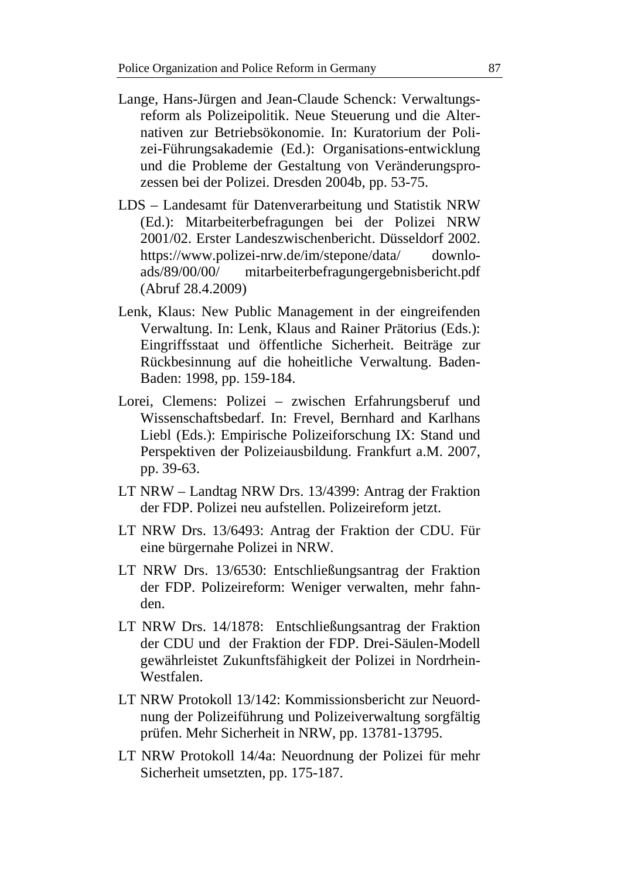Lange, Hans-Jürgen and Jean-Claude Schenck: Verwaltungsreform als Polizeipolitik. Neue Steuerung und die Alternativen zur Betriebsökonomie. In: Kuratorium der Polizei-Führungsakademie (Ed.): Organisations-entwicklung und die Probleme der Gestaltung von Veränderungsprozessen bei der Polizei. Dresden 2004b, pp. 53-75.

LDS – Landesamt für Datenverarbeitung und Statistik NRW (Ed.): Mitarbeiterbefragungen bei der Polizei NRW 2001/02. Erster Landeszwischenbericht. Düsseldorf 2002. https://www.polizei-nrw.de/im/stepone/data/ downloads/89/00/00/ mitarbeiterbefragungergebnisbericht.pdf (Abruf 28.4.2009)

Lenk, Klaus: New Public Management in der eingreifenden Verwaltung. In: Lenk, Klaus and Rainer Prätorius (Eds.): Eingriffsstaat und öffentliche Sicherheit. Beiträge zur Rückbesinnung auf die hoheitliche Verwaltung. Baden-Baden: 1998, pp. 159-184.

Lorei, Clemens: Polizei – zwischen Erfahrungsberuf und Wissenschaftsbedarf. In: Frevel, Bernhard and Karlhans Liebl (Eds.): Empirische Polizeiforschung IX: Stand und Perspektiven der Polizeiausbildung. Frankfurt a.M. 2007, pp. 39-63.

LT NRW – Landtag NRW Drs. 13/4399: Antrag der Fraktion der FDP. Polizei neu aufstellen. Polizeireform jetzt.

LT NRW Drs. 13/6493: Antrag der Fraktion der CDU. Für eine bürgernahe Polizei in NRW.

LT NRW Drs. 13/6530: Entschließungsantrag der Fraktion der FDP. Polizeireform: Weniger verwalten, mehr fahnden.

LT NRW Drs. 14/1878: Entschließungsantrag der Fraktion der CDU und der Fraktion der FDP. Drei-Säulen-Modell gewährleistet Zukunftsfähigkeit der Polizei in Nordrhein-Westfalen.

LT NRW Protokoll 13/142: Kommissionsbericht zur Neuordnung der Polizeiführung und Polizeiverwaltung sorgfältig prüfen. Mehr Sicherheit in NRW, pp. 13781-13795.

LT NRW Protokoll 14/4a: Neuordnung der Polizei für mehr Sicherheit umsetzten, pp. 175-187.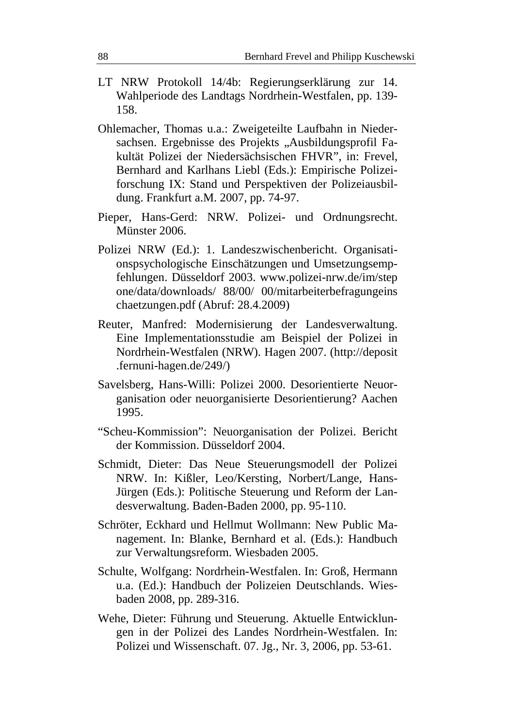LT NRW Protokoll 14/4b: Regierungserklärung zur 14. Wahlperiode des Landtags Nordrhein-Westfalen, pp. 139-158.

Ohlemacher, Thomas u.a.: Zweigeteilte Laufbahn in Niedersachsen. Ergebnisse des Projekts „Ausbildungsprofil Fakultät Polizei der Niedersächsischen FHVR", in: Frevel, Bernhard and Karlhans Liebl (Eds.): Empirische Polizeiforschung IX: Stand und Perspektiven der Polizeiausbildung. Frankfurt a.M. 2007, pp. 74-97.

Pieper, Hans-Gerd: NRW. Polizei- und Ordnungsrecht. Münster 2006.

Polizei NRW (Ed.): 1. Landeszwischenbericht. Organisationspsychologische Einschätzungen und Umsetzungsempfehlungen. Düsseldorf 2003. www.polizei-nrw.de/im/step one/data/downloads/ 88/00/ 00/mitarbeiterbefragungeins chaetzungen.pdf (Abruf: 28.4.2009)

Reuter, Manfred: Modernisierung der Landesverwaltung. Eine Implementationsstudie am Beispiel der Polizei in Nordrhein-Westfalen (NRW). Hagen 2007. (http://deposit .fernuni-hagen.de/249/)

Savelsberg, Hans-Willi: Polizei 2000. Desorientierte Neuorganisation oder neuorganisierte Desorientierung? Aachen 1995.

"Scheu-Kommission": Neuorganisation der Polizei. Bericht der Kommission. Düsseldorf 2004.

Schmidt, Dieter: Das Neue Steuerungsmodell der Polizei NRW. In: Kißler, Leo/Kersting, Norbert/Lange, Hans-Jürgen (Eds.): Politische Steuerung und Reform der Landesverwaltung. Baden-Baden 2000, pp. 95-110.

Schröter, Eckhard und Hellmut Wollmann: New Public Management. In: Blanke, Bernhard et al. (Eds.): Handbuch zur Verwaltungsreform. Wiesbaden 2005.

Schulte, Wolfgang: Nordrhein-Westfalen. In: Groß, Hermann u.a. (Ed.): Handbuch der Polizeien Deutschlands. Wiesbaden 2008, pp. 289-316.

Wehe, Dieter: Führung und Steuerung. Aktuelle Entwicklungen in der Polizei des Landes Nordrhein-Westfalen. In: Polizei und Wissenschaft. 07. Jg., Nr. 3, 2006, pp. 53-61.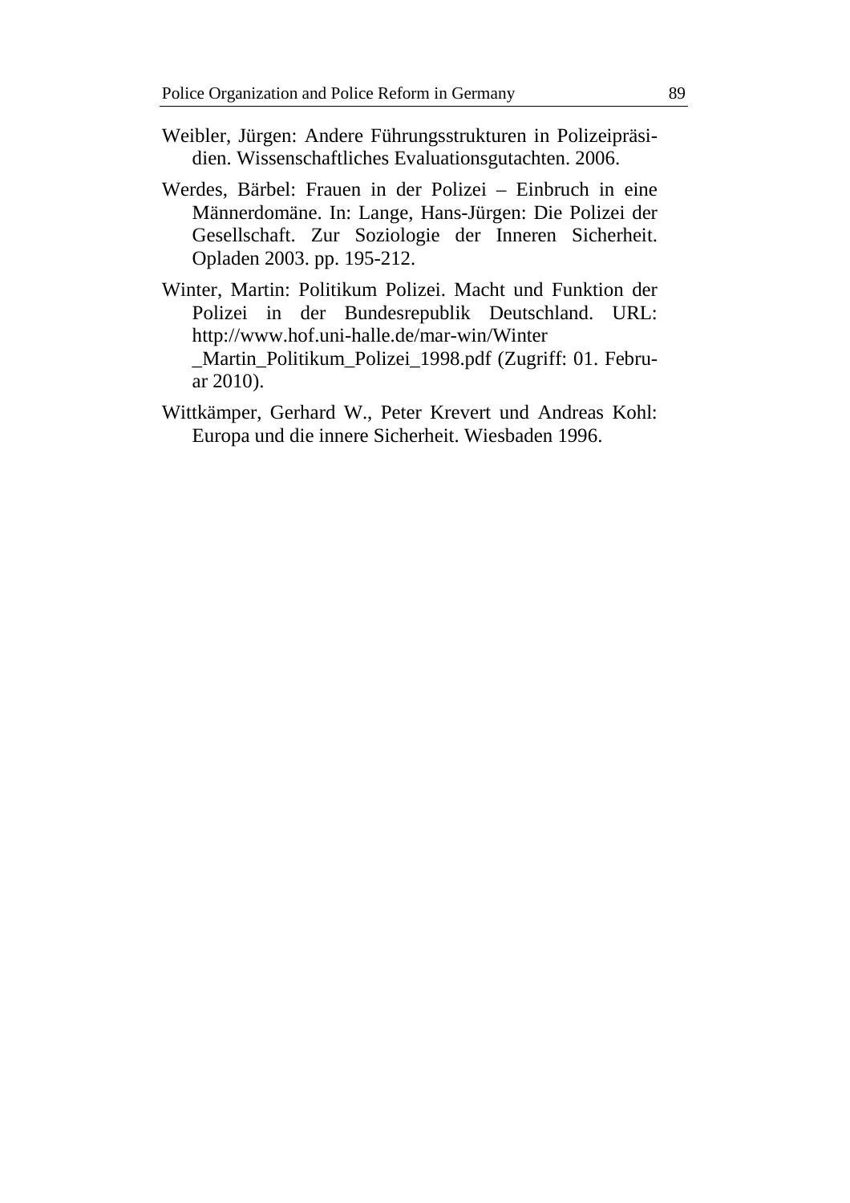Weibler, Jürgen: Andere Führungsstrukturen in Polizeipräsidien. Wissenschaftliches Evaluationsgutachten. 2006.

Werdes, Bärbel: Frauen in der Polizei – Einbruch in eine Männerdomäne. In: Lange, Hans-Jürgen: Die Polizei der Gesellschaft. Zur Soziologie der Inneren Sicherheit. Opladen 2003. pp. 195-212.

Winter, Martin: Politikum Polizei. Macht und Funktion der Polizei in der Bundesrepublik Deutschland. URL: http://www.hof.uni-halle.de/mar-win/Winter_Martin_Politikum_Polizei_1998.pdf (Zugriff: 01. Februar 2010).

Wittkämper, Gerhard W., Peter Krevert und Andreas Kohl: Europa und die innere Sicherheit. Wiesbaden 1996.